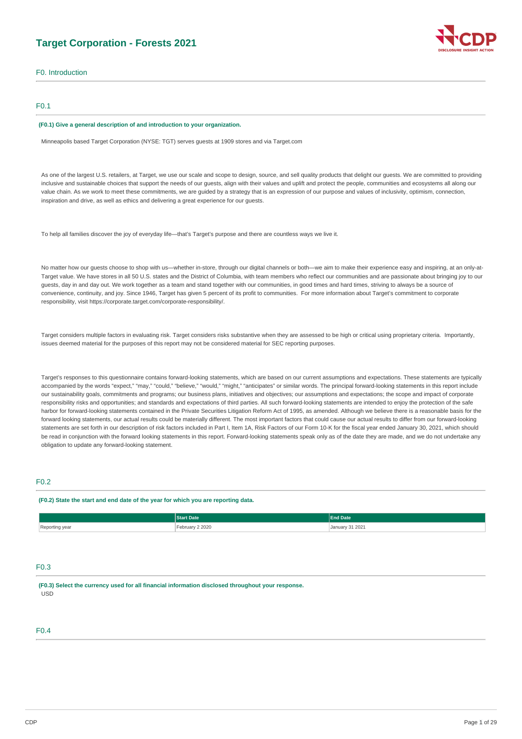# Target Corporation - Forests 2021

## F0. Introduction

### F0.1

**(F0.1) Give a general description of and introduction to your organization.**

Minneapolis based Target Corporation (NYSE: TGT) serves guests at 1909 stores and via Target.com

As one of the largest U.S. retailers, at Target, we use our scale and scope to design, source, and sell quality products that delight our guests. We are committed to providing inclusive and sustainable choices that support the needs of our guests, align with their values and uplift and protect the people, communities and ecosystems all along our value chain. As we work to meet these commitments, we are guided by a strategy that is an expression of our purpose and values of inclusivity, optimism, connection, inspiration and drive, as well as ethics and delivering a great experience for our guests.

To help all families discover the joy of everyday life—that's Target's purpose and there are countless ways we live it.

No matter how our guests choose to shop with us—whether in-store, through our digital channels or both—we aim to make their experience easy and inspiring, at an only-at-Target value. We have stores in all 50 U.S. states and the District of Columbia, with team members who reflect our communities and are passionate about bringing joy to our guests, day in and day out. We work together as a team and stand together with our communities, in good times and hard times, striving to always be a source of convenience, continuity, and joy. Since 1946, Target has given 5 percent of its profit to communities. For more information about Target's commitment to corporate responsibility, visit https://corporate.target.com/corporate-responsibility/.

Target considers multiple factors in evaluating risk. Target considers risks substantive when they are assessed to be high or critical using proprietary criteria. Importantly, issues deemed material for the purposes of this report may not be considered material for SEC reporting purposes.

Target's responses to this questionnaire contains forward-looking statements, which are based on our current assumptions and expectations. These statements are typically accompanied by the words "expect," "may," "could," "believe," "would," "might," "anticipates" or similar words. The principal forward-looking statements in this report include our sustainability goals, commitments and programs; our business plans, initiatives and objectives; our assumptions and expectations; the scope and impact of corporate responsibility risks and opportunities; and standards and expectations of third parties. All such forward-looking statements are intended to enjoy the protection of the safe harbor for forward-looking statements contained in the Private Securities Litigation Reform Act of 1995, as amended. Although we believe there is a reasonable basis for the forward looking statements, our actual results could be materially different. The most important factors that could cause our actual results to differ from our forward-looking statements are set forth in our description of risk factors included in Part I, Item 1A, Risk Factors of our Form 10-K for the fiscal year ended January 30, 2021, which should be read in conjunction with the forward looking statements in this report. Forward-looking statements speak only as of the date they are made, and we do not undertake any obligation to update any forward-looking statement.

### F0.2

**(F0.2) State the start and end date of the year for which you are reporting data.**

| | Start Date | End Date |
|---|---|---|
| Reporting year | February 2 2020 | January 31 2021 |

### F0.3

**(F0.3) Select the currency used for all financial information disclosed throughout your response.**

USD

### F0.4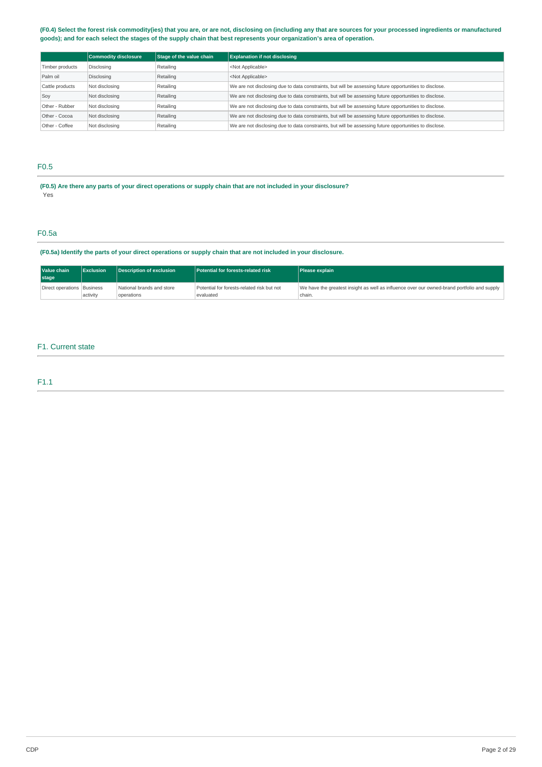**(F0.4) Select the forest risk commodity(ies) that you are, or are not, disclosing on (including any that are sources for your processed ingredients or manufactured goods); and for each select the stages of the supply chain that best represents your organization's area of operation.**

| | Commodity disclosure | Stage of the value chain | Explanation if not disclosing |
|---|---|---|---|
| Timber products | Disclosing | Retailing | <Not Applicable> |
| Palm oil | Disclosing | Retailing | <Not Applicable> |
| Cattle products | Not disclosing | Retailing | We are not disclosing due to data constraints, but will be assessing future opportunities to disclose. |
| Soy | Not disclosing | Retailing | We are not disclosing due to data constraints, but will be assessing future opportunities to disclose. |
| Other - Rubber | Not disclosing | Retailing | We are not disclosing due to data constraints, but will be assessing future opportunities to disclose. |
| Other - Cocoa | Not disclosing | Retailing | We are not disclosing due to data constraints, but will be assessing future opportunities to disclose. |
| Other - Coffee | Not disclosing | Retailing | We are not disclosing due to data constraints, but will be assessing future opportunities to disclose. |

## F0.5

**(F0.5) Are there any parts of your direct operations or supply chain that are not included in your disclosure?**

Yes

## F0.5a

**(F0.5a) Identify the parts of your direct operations or supply chain that are not included in your disclosure.**

| Value chain stage | Exclusion | Description of exclusion | Potential for forests-related risk | Please explain |
|---|---|---|---|---|
| Direct operations | Business activity | National brands and store operations | Potential for forests-related risk but not evaluated | We have the greatest insight as well as influence over our owned-brand portfolio and supply chain. |

## F1. Current state

## F1.1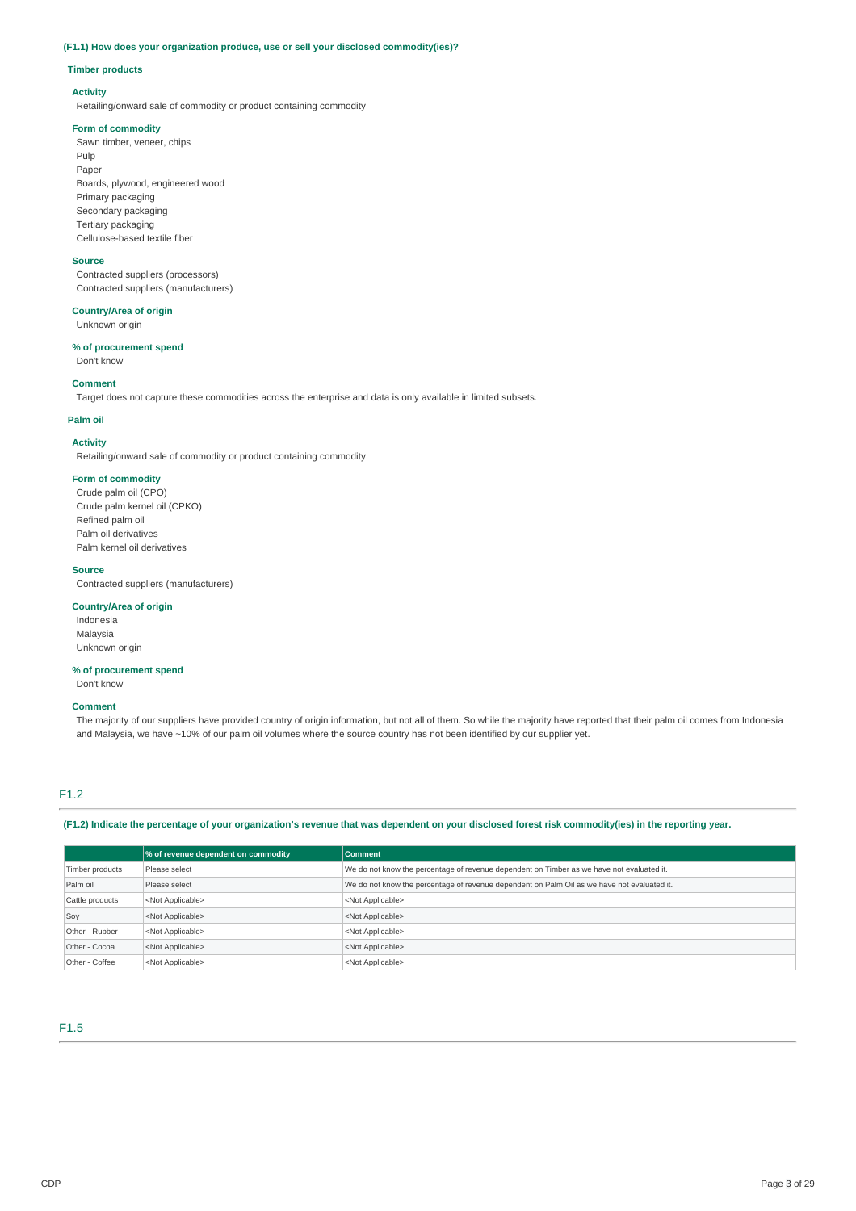### (F1.1) How does your organization produce, use or sell your disclosed commodity(ies)?

**Timber products**

**Activity**

Retailing/onward sale of commodity or product containing commodity

**Form of commodity**

Sawn timber, veneer, chips
Pulp
Paper
Boards, plywood, engineered wood
Primary packaging
Secondary packaging
Tertiary packaging
Cellulose-based textile fiber

**Source**

Contracted suppliers (processors)
Contracted suppliers (manufacturers)

**Country/Area of origin**

Unknown origin

**% of procurement spend**

Don't know

**Comment**

Target does not capture these commodities across the enterprise and data is only available in limited subsets.

**Palm oil**

**Activity**

Retailing/onward sale of commodity or product containing commodity

**Form of commodity**

Crude palm oil (CPO)
Crude palm kernel oil (CPKO)
Refined palm oil
Palm oil derivatives
Palm kernel oil derivatives

**Source**

Contracted suppliers (manufacturers)

**Country/Area of origin**

Indonesia
Malaysia
Unknown origin

**% of procurement spend**

Don't know

**Comment**

The majority of our suppliers have provided country of origin information, but not all of them. So while the majority have reported that their palm oil comes from Indonesia and Malaysia, we have ~10% of our palm oil volumes where the source country has not been identified by our supplier yet.

## F1.2

### (F1.2) Indicate the percentage of your organization's revenue that was dependent on your disclosed forest risk commodity(ies) in the reporting year.

| | % of revenue dependent on commodity | Comment |
|---|---|---|
| Timber products | Please select | We do not know the percentage of revenue dependent on Timber as we have not evaluated it. |
| Palm oil | Please select | We do not know the percentage of revenue dependent on Palm Oil as we have not evaluated it. |
| Cattle products | <Not Applicable> | <Not Applicable> |
| Soy | <Not Applicable> | <Not Applicable> |
| Other - Rubber | <Not Applicable> | <Not Applicable> |
| Other - Cocoa | <Not Applicable> | <Not Applicable> |
| Other - Coffee | <Not Applicable> | <Not Applicable> |

## F1.5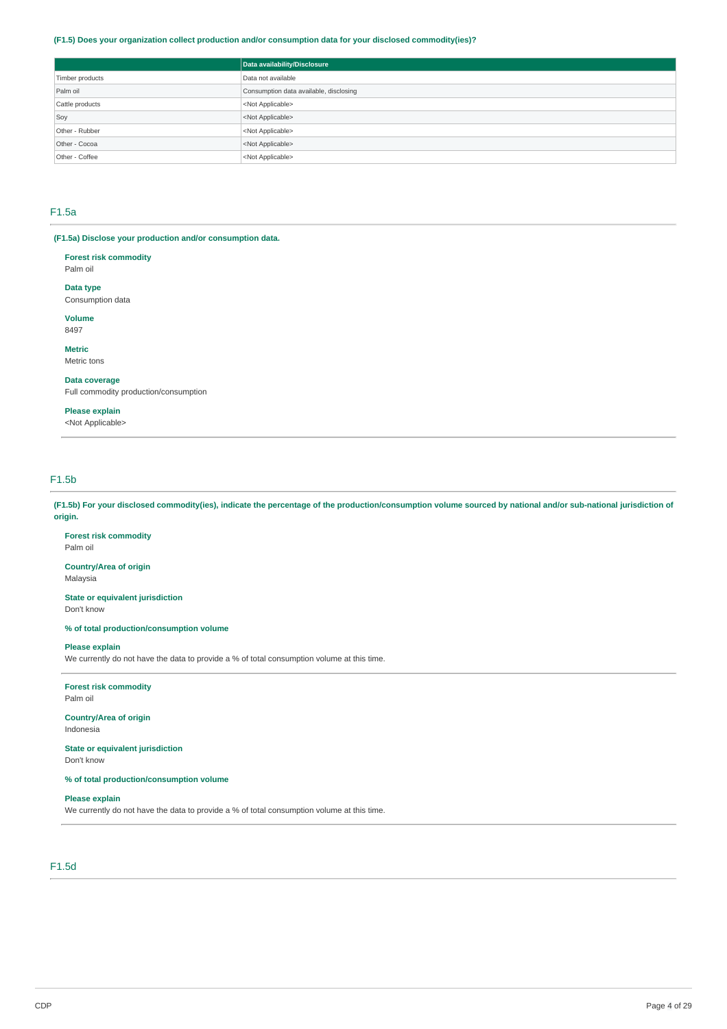**(F1.5) Does your organization collect production and/or consumption data for your disclosed commodity(ies)?**

| | Data availability/Disclosure |
|---|---|
| Timber products | Data not available |
| Palm oil | Consumption data available, disclosing |
| Cattle products | <Not Applicable> |
| Soy | <Not Applicable> |
| Other - Rubber | <Not Applicable> |
| Other - Cocoa | <Not Applicable> |
| Other - Coffee | <Not Applicable> |

## F1.5a

**(F1.5a) Disclose your production and/or consumption data.**

**Forest risk commodity**
Palm oil

**Data type**
Consumption data

**Volume**
8497

**Metric**
Metric tons

**Data coverage**
Full commodity production/consumption

**Please explain**
<Not Applicable>

## F1.5b

**(F1.5b) For your disclosed commodity(ies), indicate the percentage of the production/consumption volume sourced by national and/or sub-national jurisdiction of origin.**

**Forest risk commodity**
Palm oil

**Country/Area of origin**
Malaysia

**State or equivalent jurisdiction**
Don't know

**% of total production/consumption volume**

**Please explain**
We currently do not have the data to provide a % of total consumption volume at this time.

---

**Forest risk commodity**
Palm oil

**Country/Area of origin**
Indonesia

**State or equivalent jurisdiction**
Don't know

**% of total production/consumption volume**

**Please explain**
We currently do not have the data to provide a % of total consumption volume at this time.

## F1.5d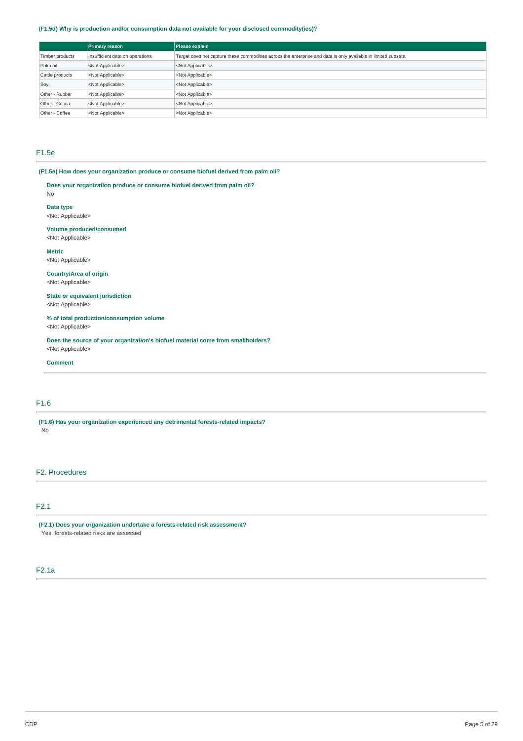**(F1.5d) Why is production and/or consumption data not available for your disclosed commodity(ies)?**

| | Primary reason | Please explain |
|---|---|---|
| Timber products | Insufficient data on operations | Target does not capture these commodities across the enterprise and data is only available in limited subsets. |
| Palm oil | <Not Applicable> | <Not Applicable> |
| Cattle products | <Not Applicable> | <Not Applicable> |
| Soy | <Not Applicable> | <Not Applicable> |
| Other - Rubber | <Not Applicable> | <Not Applicable> |
| Other - Cocoa | <Not Applicable> | <Not Applicable> |
| Other - Coffee | <Not Applicable> | <Not Applicable> |

## F1.5e

**(F1.5e) How does your organization produce or consume biofuel derived from palm oil?**

**Does your organization produce or consume biofuel derived from palm oil?**
No

**Data type**
<Not Applicable>

**Volume produced/consumed**
<Not Applicable>

**Metric**
<Not Applicable>

**Country/Area of origin**
<Not Applicable>

**State or equivalent jurisdiction**
<Not Applicable>

**% of total production/consumption volume**
<Not Applicable>

**Does the source of your organization's biofuel material come from smallholders?**
<Not Applicable>

**Comment**

## F1.6

**(F1.6) Has your organization experienced any detrimental forests-related impacts?**
No

# F2. Procedures

## F2.1

**(F2.1) Does your organization undertake a forests-related risk assessment?**
Yes, forests-related risks are assessed

## F2.1a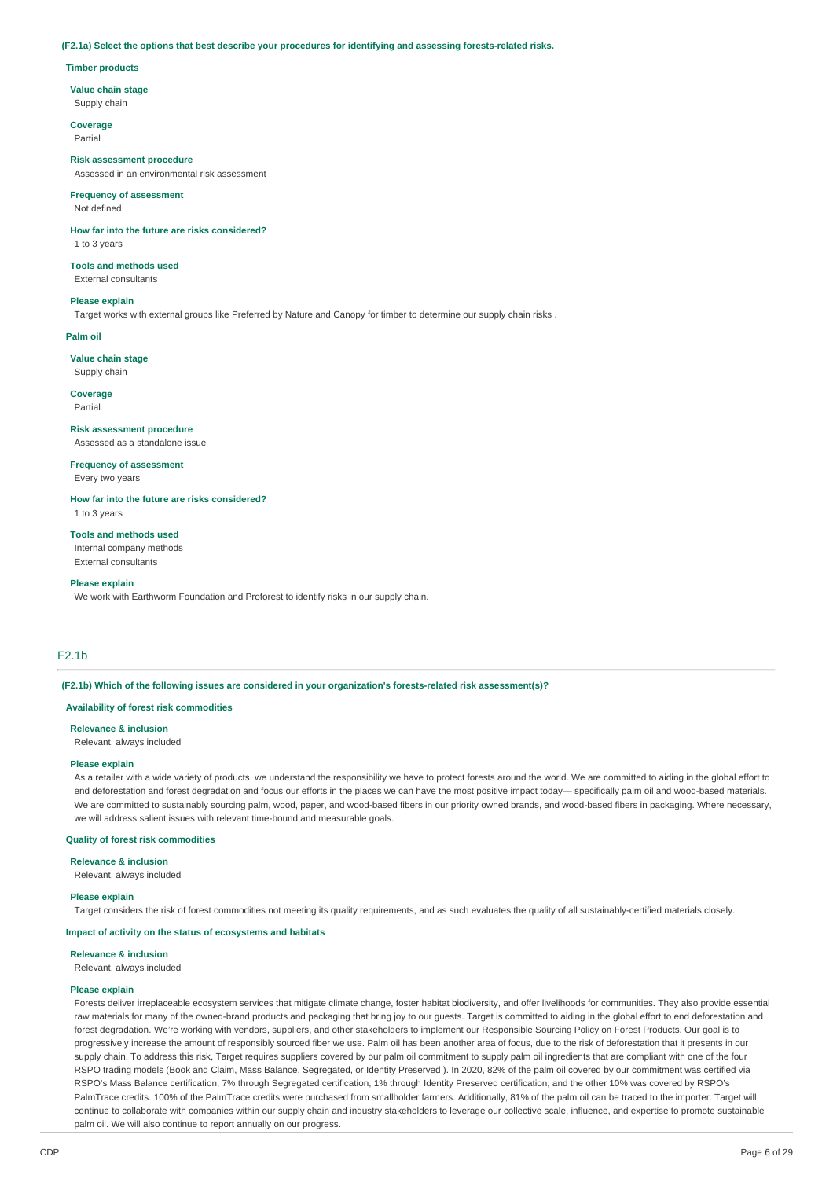**(F2.1a) Select the options that best describe your procedures for identifying and assessing forests-related risks.**

**Timber products**

**Value chain stage**
Supply chain

**Coverage**
Partial

**Risk assessment procedure**
Assessed in an environmental risk assessment

**Frequency of assessment**
Not defined

**How far into the future are risks considered?**
1 to 3 years

**Tools and methods used**
External consultants

**Please explain**
Target works with external groups like Preferred by Nature and Canopy for timber to determine our supply chain risks .

**Palm oil**

**Value chain stage**
Supply chain

**Coverage**
Partial

**Risk assessment procedure**
Assessed as a standalone issue

**Frequency of assessment**
Every two years

**How far into the future are risks considered?**
1 to 3 years

**Tools and methods used**
Internal company methods
External consultants

**Please explain**
We work with Earthworm Foundation and Proforest to identify risks in our supply chain.

## F2.1b

**(F2.1b) Which of the following issues are considered in your organization's forests-related risk assessment(s)?**

**Availability of forest risk commodities**

**Relevance & inclusion**
Relevant, always included

**Please explain**
As a retailer with a wide variety of products, we understand the responsibility we have to protect forests around the world. We are committed to aiding in the global effort to end deforestation and forest degradation and focus our efforts in the places we can have the most positive impact today— specifically palm oil and wood-based materials. We are committed to sustainably sourcing palm, wood, paper, and wood-based fibers in our priority owned brands, and wood-based fibers in packaging. Where necessary, we will address salient issues with relevant time-bound and measurable goals.

**Quality of forest risk commodities**

**Relevance & inclusion**
Relevant, always included

**Please explain**
Target considers the risk of forest commodities not meeting its quality requirements, and as such evaluates the quality of all sustainably-certified materials closely.

**Impact of activity on the status of ecosystems and habitats**

**Relevance & inclusion**
Relevant, always included

**Please explain**
Forests deliver irreplaceable ecosystem services that mitigate climate change, foster habitat biodiversity, and offer livelihoods for communities. They also provide essential raw materials for many of the owned-brand products and packaging that bring joy to our guests. Target is committed to aiding in the global effort to end deforestation and forest degradation. We're working with vendors, suppliers, and other stakeholders to implement our Responsible Sourcing Policy on Forest Products. Our goal is to progressively increase the amount of responsibly sourced fiber we use. Palm oil has been another area of focus, due to the risk of deforestation that it presents in our supply chain. To address this risk, Target requires suppliers covered by our palm oil commitment to supply palm oil ingredients that are compliant with one of the four RSPO trading models (Book and Claim, Mass Balance, Segregated, or Identity Preserved ). In 2020, 82% of the palm oil covered by our commitment was certified via RSPO's Mass Balance certification, 7% through Segregated certification, 1% through Identity Preserved certification, and the other 10% was covered by RSPO's PalmTrace credits. 100% of the PalmTrace credits were purchased from smallholder farmers. Additionally, 81% of the palm oil can be traced to the importer. Target will continue to collaborate with companies within our supply chain and industry stakeholders to leverage our collective scale, influence, and expertise to promote sustainable palm oil. We will also continue to report annually on our progress.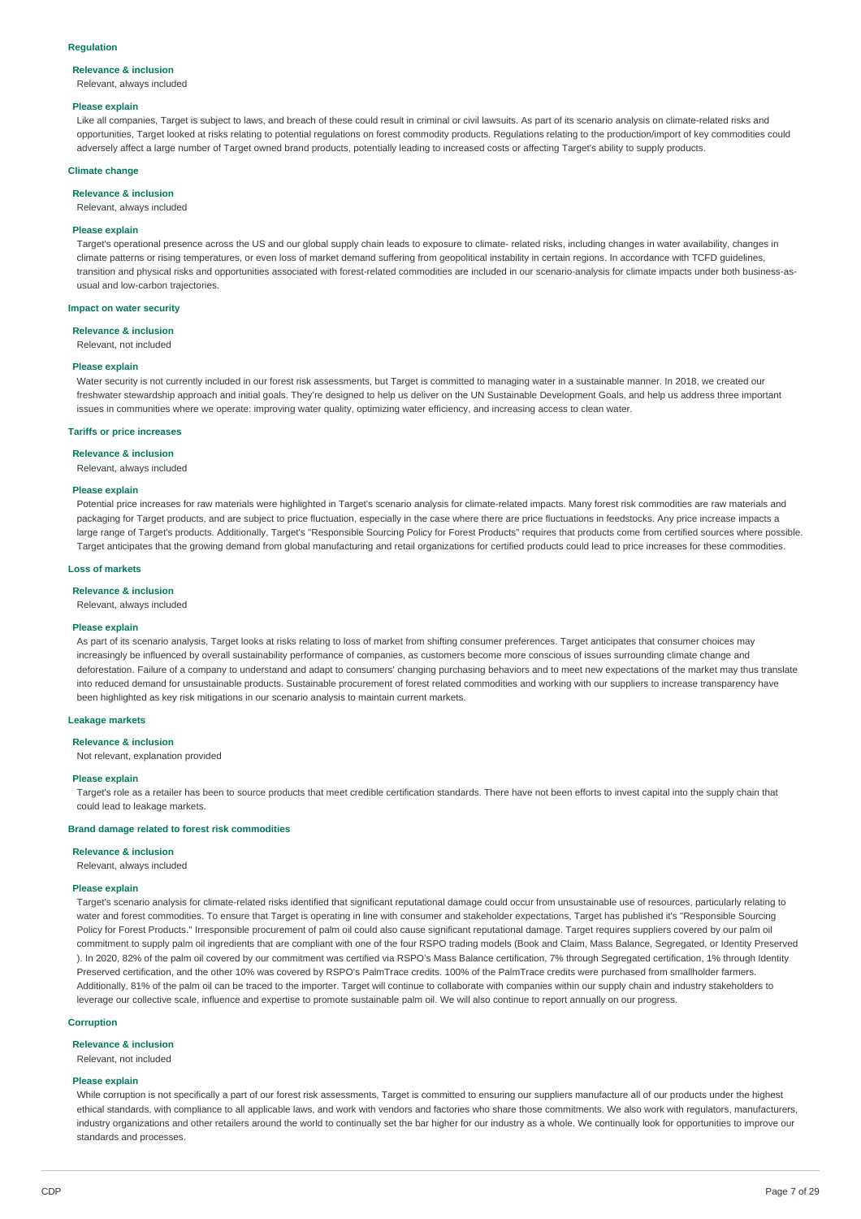#### Regulation

**Relevance & inclusion**

Relevant, always included

**Please explain**

Like all companies, Target is subject to laws, and breach of these could result in criminal or civil lawsuits. As part of its scenario analysis on climate-related risks and opportunities, Target looked at risks relating to potential regulations on forest commodity products. Regulations relating to the production/import of key commodities could adversely affect a large number of Target owned brand products, potentially leading to increased costs or affecting Target's ability to supply products.

#### Climate change

**Relevance & inclusion**

Relevant, always included

**Please explain**

Target's operational presence across the US and our global supply chain leads to exposure to climate- related risks, including changes in water availability, changes in climate patterns or rising temperatures, or even loss of market demand suffering from geopolitical instability in certain regions. In accordance with TCFD guidelines, transition and physical risks and opportunities associated with forest-related commodities are included in our scenario-analysis for climate impacts under both business-as-usual and low-carbon trajectories.

#### Impact on water security

**Relevance & inclusion**

Relevant, not included

**Please explain**

Water security is not currently included in our forest risk assessments, but Target is committed to managing water in a sustainable manner. In 2018, we created our freshwater stewardship approach and initial goals. They're designed to help us deliver on the UN Sustainable Development Goals, and help us address three important issues in communities where we operate: improving water quality, optimizing water efficiency, and increasing access to clean water.

#### Tariffs or price increases

**Relevance & inclusion**

Relevant, always included

**Please explain**

Potential price increases for raw materials were highlighted in Target's scenario analysis for climate-related impacts. Many forest risk commodities are raw materials and packaging for Target products, and are subject to price fluctuation, especially in the case where there are price fluctuations in feedstocks. Any price increase impacts a large range of Target's products. Additionally, Target's "Responsible Sourcing Policy for Forest Products" requires that products come from certified sources where possible. Target anticipates that the growing demand from global manufacturing and retail organizations for certified products could lead to price increases for these commodities.

#### Loss of markets

**Relevance & inclusion**

Relevant, always included

**Please explain**

As part of its scenario analysis, Target looks at risks relating to loss of market from shifting consumer preferences. Target anticipates that consumer choices may increasingly be influenced by overall sustainability performance of companies, as customers become more conscious of issues surrounding climate change and deforestation. Failure of a company to understand and adapt to consumers' changing purchasing behaviors and to meet new expectations of the market may thus translate into reduced demand for unsustainable products. Sustainable procurement of forest related commodities and working with our suppliers to increase transparency have been highlighted as key risk mitigations in our scenario analysis to maintain current markets.

#### Leakage markets

**Relevance & inclusion**

Not relevant, explanation provided

**Please explain**

Target's role as a retailer has been to source products that meet credible certification standards. There have not been efforts to invest capital into the supply chain that could lead to leakage markets.

#### Brand damage related to forest risk commodities

**Relevance & inclusion**

Relevant, always included

**Please explain**

Target's scenario analysis for climate-related risks identified that significant reputational damage could occur from unsustainable use of resources, particularly relating to water and forest commodities. To ensure that Target is operating in line with consumer and stakeholder expectations, Target has published it's "Responsible Sourcing Policy for Forest Products." Irresponsible procurement of palm oil could also cause significant reputational damage. Target requires suppliers covered by our palm oil commitment to supply palm oil ingredients that are compliant with one of the four RSPO trading models (Book and Claim, Mass Balance, Segregated, or Identity Preserved ). In 2020, 82% of the palm oil covered by our commitment was certified via RSPO's Mass Balance certification, 7% through Segregated certification, 1% through Identity Preserved certification, and the other 10% was covered by RSPO's PalmTrace credits. 100% of the PalmTrace credits were purchased from smallholder farmers. Additionally, 81% of the palm oil can be traced to the importer. Target will continue to collaborate with companies within our supply chain and industry stakeholders to leverage our collective scale, influence and expertise to promote sustainable palm oil. We will also continue to report annually on our progress.

#### Corruption

**Relevance & inclusion**

Relevant, not included

**Please explain**

While corruption is not specifically a part of our forest risk assessments, Target is committed to ensuring our suppliers manufacture all of our products under the highest ethical standards, with compliance to all applicable laws, and work with vendors and factories who share those commitments. We also work with regulators, manufacturers, industry organizations and other retailers around the world to continually set the bar higher for our industry as a whole. We continually look for opportunities to improve our standards and processes.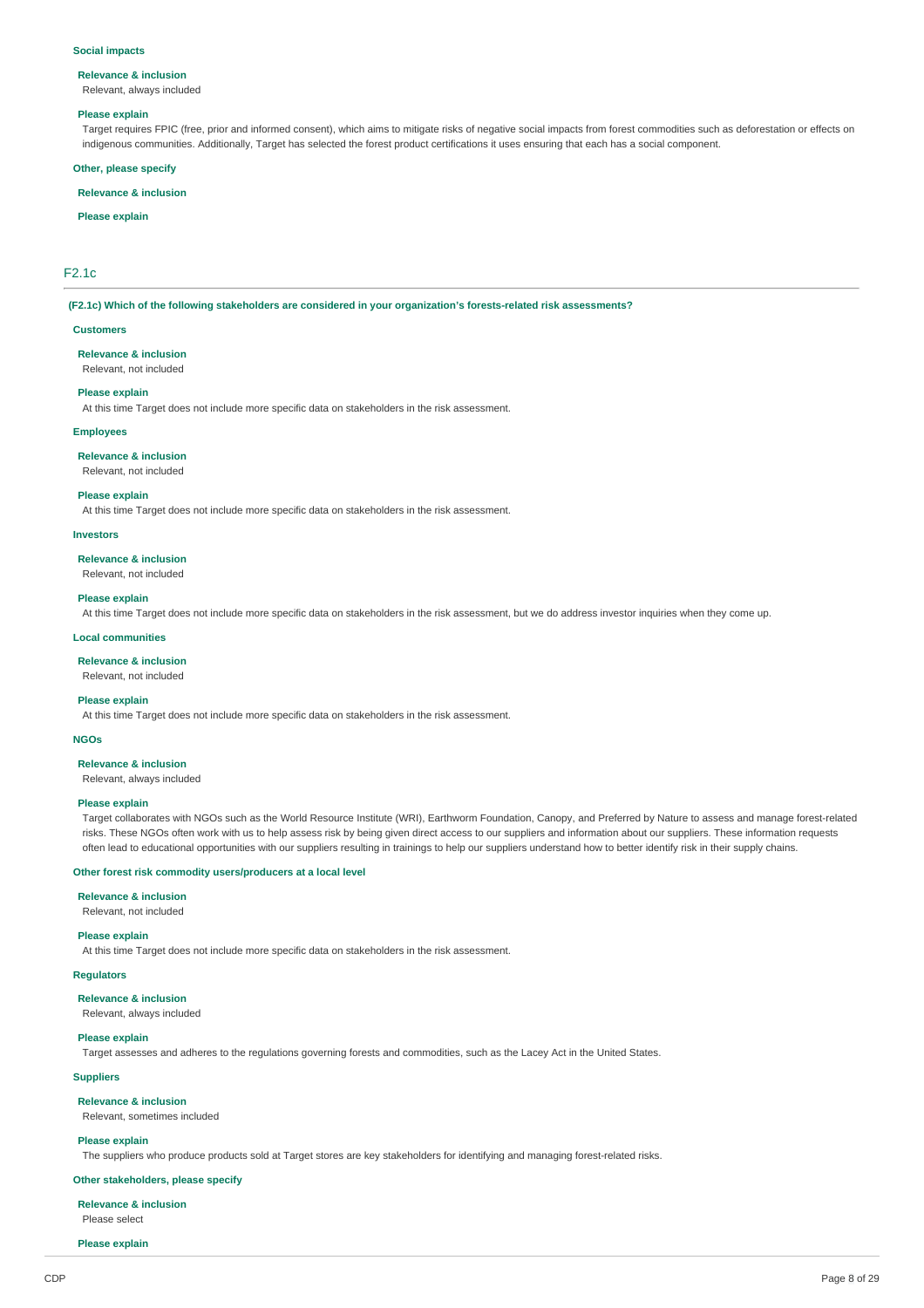#### Social impacts

**Relevance & inclusion**
Relevant, always included

**Please explain**
Target requires FPIC (free, prior and informed consent), which aims to mitigate risks of negative social impacts from forest commodities such as deforestation or effects on indigenous communities. Additionally, Target has selected the forest product certifications it uses ensuring that each has a social component.

#### Other, please specify

**Relevance & inclusion**

**Please explain**

## F2.1c

**(F2.1c) Which of the following stakeholders are considered in your organization's forests-related risk assessments?**

#### Customers

**Relevance & inclusion**
Relevant, not included

**Please explain**
At this time Target does not include more specific data on stakeholders in the risk assessment.

#### Employees

**Relevance & inclusion**
Relevant, not included

**Please explain**
At this time Target does not include more specific data on stakeholders in the risk assessment.

#### Investors

**Relevance & inclusion**
Relevant, not included

**Please explain**
At this time Target does not include more specific data on stakeholders in the risk assessment, but we do address investor inquiries when they come up.

#### Local communities

**Relevance & inclusion**
Relevant, not included

**Please explain**
At this time Target does not include more specific data on stakeholders in the risk assessment.

#### NGOs

**Relevance & inclusion**
Relevant, always included

**Please explain**
Target collaborates with NGOs such as the World Resource Institute (WRI), Earthworm Foundation, Canopy, and Preferred by Nature to assess and manage forest-related risks. These NGOs often work with us to help assess risk by being given direct access to our suppliers and information about our suppliers. These information requests often lead to educational opportunities with our suppliers resulting in trainings to help our suppliers understand how to better identify risk in their supply chains.

#### Other forest risk commodity users/producers at a local level

**Relevance & inclusion**
Relevant, not included

**Please explain**
At this time Target does not include more specific data on stakeholders in the risk assessment.

#### Regulators

**Relevance & inclusion**
Relevant, always included

**Please explain**
Target assesses and adheres to the regulations governing forests and commodities, such as the Lacey Act in the United States.

#### Suppliers

**Relevance & inclusion**
Relevant, sometimes included

**Please explain**
The suppliers who produce products sold at Target stores are key stakeholders for identifying and managing forest-related risks.

#### Other stakeholders, please specify

**Relevance & inclusion**
Please select

**Please explain**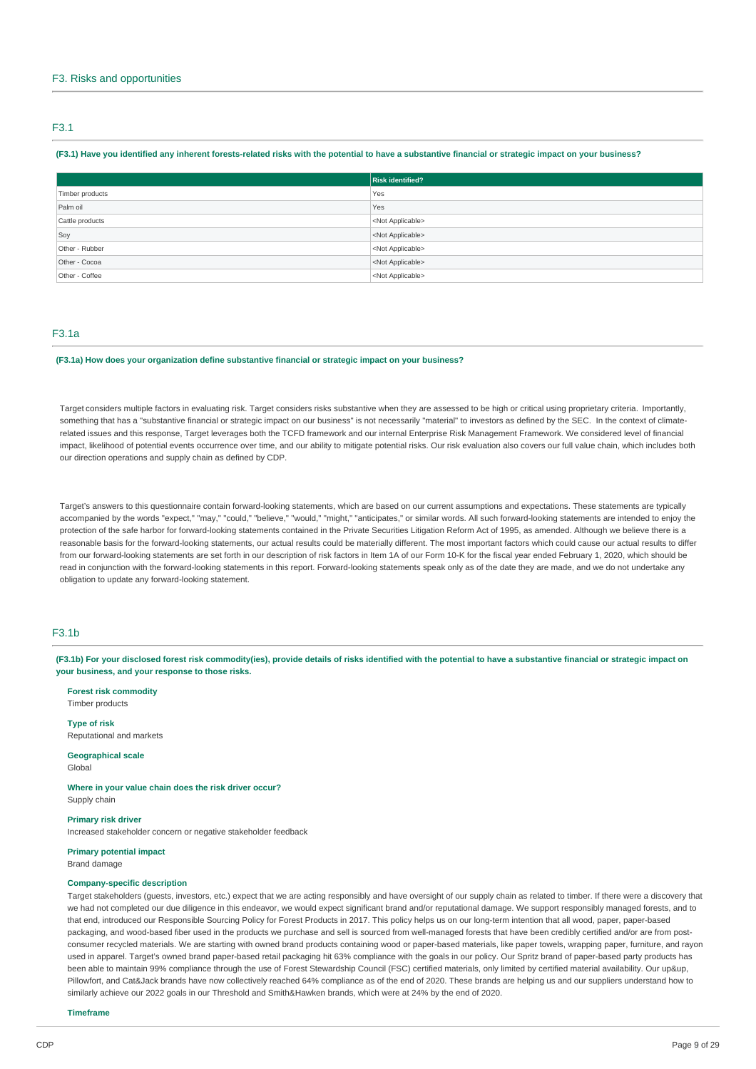## F3. Risks and opportunities

### F3.1

**(F3.1) Have you identified any inherent forests-related risks with the potential to have a substantive financial or strategic impact on your business?**

| | Risk identified? |
|---|---|
| Timber products | Yes |
| Palm oil | Yes |
| Cattle products | <Not Applicable> |
| Soy | <Not Applicable> |
| Other - Rubber | <Not Applicable> |
| Other - Cocoa | <Not Applicable> |
| Other - Coffee | <Not Applicable> |

### F3.1a

**(F3.1a) How does your organization define substantive financial or strategic impact on your business?**

Target considers multiple factors in evaluating risk. Target considers risks substantive when they are assessed to be high or critical using proprietary criteria. Importantly, something that has a "substantive financial or strategic impact on our business" is not necessarily "material" to investors as defined by the SEC. In the context of climate-related issues and this response, Target leverages both the TCFD framework and our internal Enterprise Risk Management Framework. We considered level of financial impact, likelihood of potential events occurrence over time, and our ability to mitigate potential risks. Our risk evaluation also covers our full value chain, which includes both our direction operations and supply chain as defined by CDP.

Target's answers to this questionnaire contain forward-looking statements, which are based on our current assumptions and expectations. These statements are typically accompanied by the words "expect," "may," "could," "believe," "would," "might," "anticipates," or similar words. All such forward-looking statements are intended to enjoy the protection of the safe harbor for forward-looking statements contained in the Private Securities Litigation Reform Act of 1995, as amended. Although we believe there is a reasonable basis for the forward-looking statements, our actual results could be materially different. The most important factors which could cause our actual results to differ from our forward-looking statements are set forth in our description of risk factors in Item 1A of our Form 10-K for the fiscal year ended February 1, 2020, which should be read in conjunction with the forward-looking statements in this report. Forward-looking statements speak only as of the date they are made, and we do not undertake any obligation to update any forward-looking statement.

### F3.1b

**(F3.1b) For your disclosed forest risk commodity(ies), provide details of risks identified with the potential to have a substantive financial or strategic impact on your business, and your response to those risks.**

**Forest risk commodity**
Timber products

**Type of risk**
Reputational and markets

**Geographical scale**
Global

**Where in your value chain does the risk driver occur?**
Supply chain

**Primary risk driver**
Increased stakeholder concern or negative stakeholder feedback

**Primary potential impact**
Brand damage

**Company-specific description**
Target stakeholders (guests, investors, etc.) expect that we are acting responsibly and have oversight of our supply chain as related to timber. If there were a discovery that we had not completed our due diligence in this endeavor, we would expect significant brand and/or reputational damage. We support responsibly managed forests, and to that end, introduced our Responsible Sourcing Policy for Forest Products in 2017. This policy helps us on our long-term intention that all wood, paper, paper-based packaging, and wood-based fiber used in the products we purchase and sell is sourced from well-managed forests that have been credibly certified and/or are from post-consumer recycled materials. We are starting with owned brand products containing wood or paper-based materials, like paper towels, wrapping paper, furniture, and rayon used in apparel. Target's owned brand paper-based retail packaging hit 63% compliance with the goals in our policy. Our Spritz brand of paper-based party products has been able to maintain 99% compliance through the use of Forest Stewardship Council (FSC) certified materials, only limited by certified material availability. Our up&up, Pillowfort, and Cat&Jack brands have now collectively reached 64% compliance as of the end of 2020. These brands are helping us and our suppliers understand how to similarly achieve our 2022 goals in our Threshold and Smith&Hawken brands, which were at 24% by the end of 2020.

**Timeframe**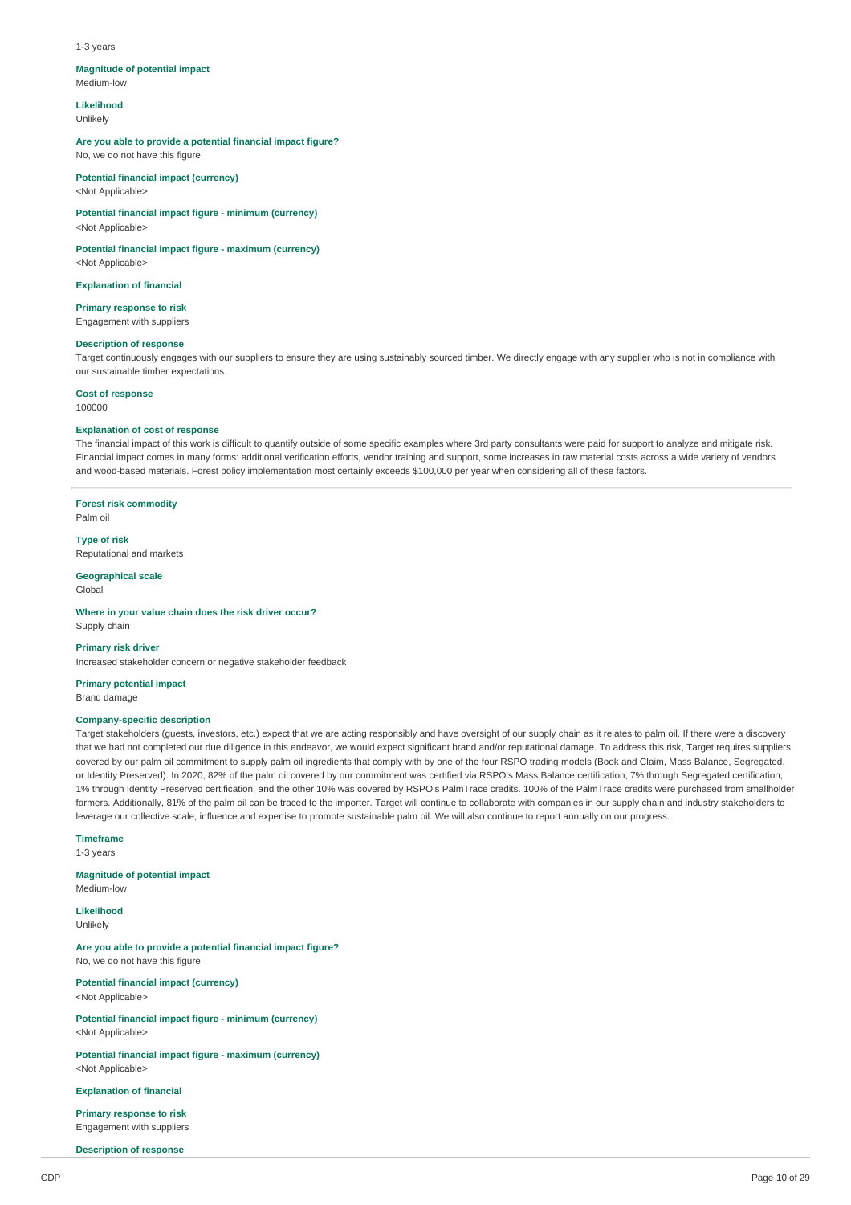1-3 years

**Magnitude of potential impact**
Medium-low

**Likelihood**
Unlikely

**Are you able to provide a potential financial impact figure?**
No, we do not have this figure

**Potential financial impact (currency)**
<Not Applicable>

**Potential financial impact figure - minimum (currency)**
<Not Applicable>

**Potential financial impact figure - maximum (currency)**
<Not Applicable>

**Explanation of financial**

**Primary response to risk**
Engagement with suppliers

**Description of response**
Target continuously engages with our suppliers to ensure they are using sustainably sourced timber. We directly engage with any supplier who is not in compliance with our sustainable timber expectations.

**Cost of response**
100000

**Explanation of cost of response**
The financial impact of this work is difficult to quantify outside of some specific examples where 3rd party consultants were paid for support to analyze and mitigate risk. Financial impact comes in many forms: additional verification efforts, vendor training and support, some increases in raw material costs across a wide variety of vendors and wood-based materials. Forest policy implementation most certainly exceeds $100,000 per year when considering all of these factors.

---

**Forest risk commodity**
Palm oil

**Type of risk**
Reputational and markets

**Geographical scale**
Global

**Where in your value chain does the risk driver occur?**
Supply chain

**Primary risk driver**
Increased stakeholder concern or negative stakeholder feedback

**Primary potential impact**
Brand damage

**Company-specific description**
Target stakeholders (guests, investors, etc.) expect that we are acting responsibly and have oversight of our supply chain as it relates to palm oil. If there were a discovery that we had not completed our due diligence in this endeavor, we would expect significant brand and/or reputational damage. To address this risk, Target requires suppliers covered by our palm oil commitment to supply palm oil ingredients that comply with by one of the four RSPO trading models (Book and Claim, Mass Balance, Segregated, or Identity Preserved). In 2020, 82% of the palm oil covered by our commitment was certified via RSPO's Mass Balance certification, 7% through Segregated certification, 1% through Identity Preserved certification, and the other 10% was covered by RSPO's PalmTrace credits. 100% of the PalmTrace credits were purchased from smallholder farmers. Additionally, 81% of the palm oil can be traced to the importer. Target will continue to collaborate with companies in our supply chain and industry stakeholders to leverage our collective scale, influence and expertise to promote sustainable palm oil. We will also continue to report annually on our progress.

**Timeframe**
1-3 years

**Magnitude of potential impact**
Medium-low

**Likelihood**
Unlikely

**Are you able to provide a potential financial impact figure?**
No, we do not have this figure

**Potential financial impact (currency)**
<Not Applicable>

**Potential financial impact figure - minimum (currency)**
<Not Applicable>

**Potential financial impact figure - maximum (currency)**
<Not Applicable>

**Explanation of financial**

**Primary response to risk**
Engagement with suppliers

**Description of response**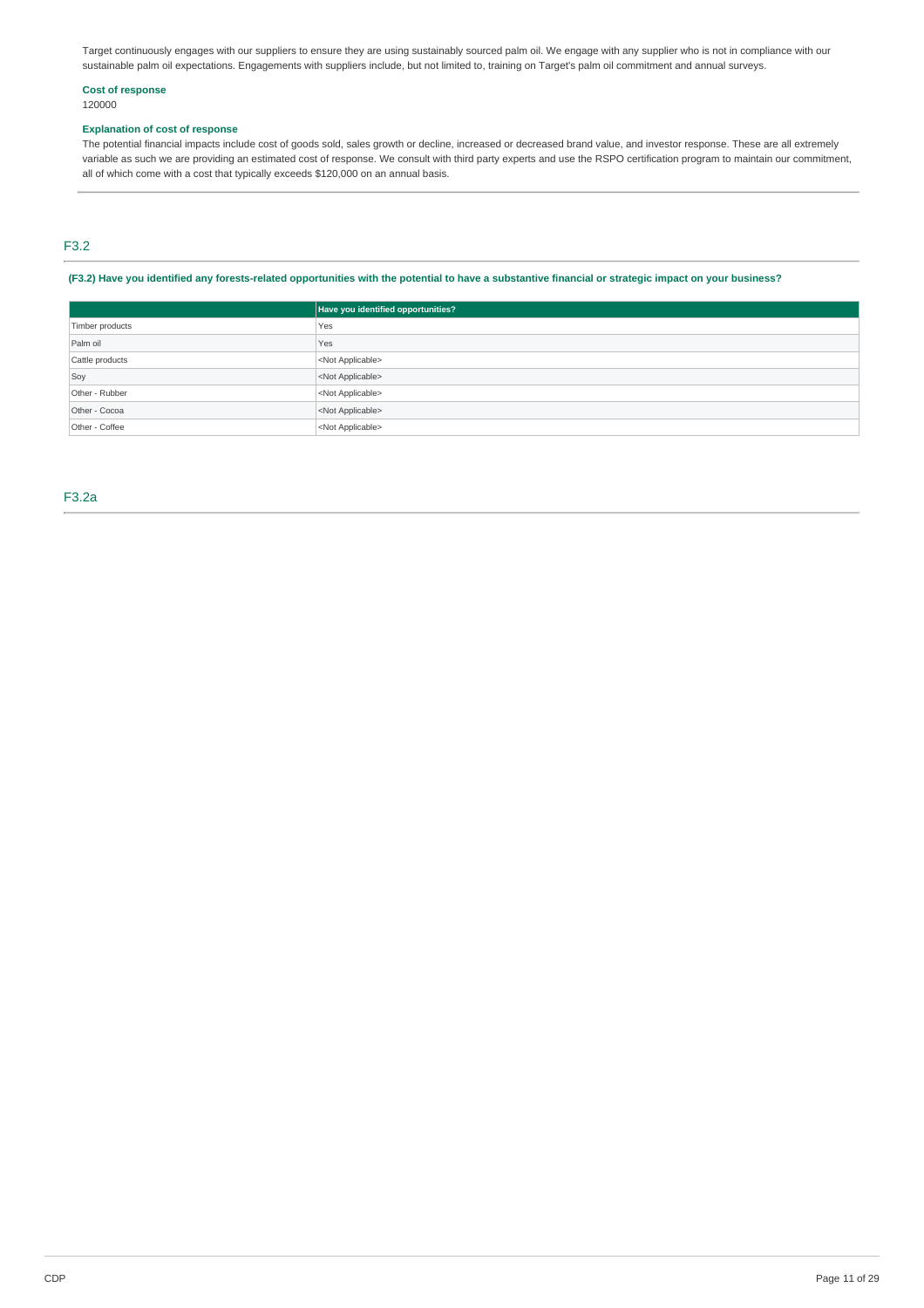Target continuously engages with our suppliers to ensure they are using sustainably sourced palm oil. We engage with any supplier who is not in compliance with our sustainable palm oil expectations. Engagements with suppliers include, but not limited to, training on Target's palm oil commitment and annual surveys.

**Cost of response**

120000

**Explanation of cost of response**

The potential financial impacts include cost of goods sold, sales growth or decline, increased or decreased brand value, and investor response. These are all extremely variable as such we are providing an estimated cost of response. We consult with third party experts and use the RSPO certification program to maintain our commitment, all of which come with a cost that typically exceeds $120,000 on an annual basis.

## F3.2

**(F3.2) Have you identified any forests-related opportunities with the potential to have a substantive financial or strategic impact on your business?**

| | Have you identified opportunities? |
|---|---|
| Timber products | Yes |
| Palm oil | Yes |
| Cattle products | <Not Applicable> |
| Soy | <Not Applicable> |
| Other - Rubber | <Not Applicable> |
| Other - Cocoa | <Not Applicable> |
| Other - Coffee | <Not Applicable> |

## F3.2a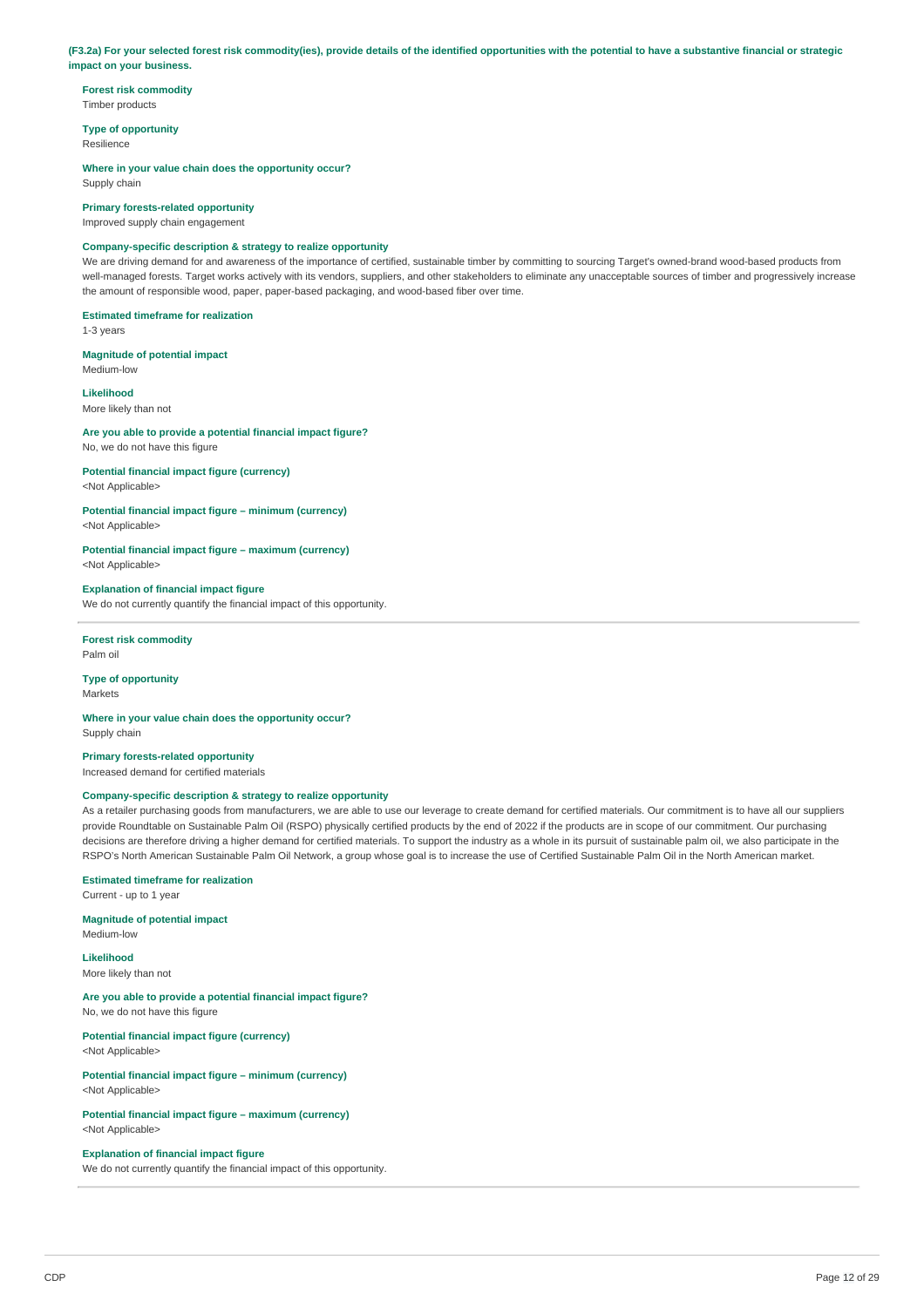**(F3.2a) For your selected forest risk commodity(ies), provide details of the identified opportunities with the potential to have a substantive financial or strategic impact on your business.**

**Forest risk commodity**
Timber products

**Type of opportunity**
Resilience

**Where in your value chain does the opportunity occur?**
Supply chain

**Primary forests-related opportunity**
Improved supply chain engagement

**Company-specific description & strategy to realize opportunity**
We are driving demand for and awareness of the importance of certified, sustainable timber by committing to sourcing Target's owned-brand wood-based products from well-managed forests. Target works actively with its vendors, suppliers, and other stakeholders to eliminate any unacceptable sources of timber and progressively increase the amount of responsible wood, paper, paper-based packaging, and wood-based fiber over time.

**Estimated timeframe for realization**
1-3 years

**Magnitude of potential impact**
Medium-low

**Likelihood**
More likely than not

**Are you able to provide a potential financial impact figure?**
No, we do not have this figure

**Potential financial impact figure (currency)**
<Not Applicable>

**Potential financial impact figure – minimum (currency)**
<Not Applicable>

**Potential financial impact figure – maximum (currency)**
<Not Applicable>

**Explanation of financial impact figure**
We do not currently quantify the financial impact of this opportunity.

---

**Forest risk commodity**
Palm oil

**Type of opportunity**
Markets

**Where in your value chain does the opportunity occur?**
Supply chain

**Primary forests-related opportunity**
Increased demand for certified materials

**Company-specific description & strategy to realize opportunity**
As a retailer purchasing goods from manufacturers, we are able to use our leverage to create demand for certified materials. Our commitment is to have all our suppliers provide Roundtable on Sustainable Palm Oil (RSPO) physically certified products by the end of 2022 if the products are in scope of our commitment. Our purchasing decisions are therefore driving a higher demand for certified materials. To support the industry as a whole in its pursuit of sustainable palm oil, we also participate in the RSPO's North American Sustainable Palm Oil Network, a group whose goal is to increase the use of Certified Sustainable Palm Oil in the North American market.

**Estimated timeframe for realization**
Current - up to 1 year

**Magnitude of potential impact**
Medium-low

**Likelihood**
More likely than not

**Are you able to provide a potential financial impact figure?**
No, we do not have this figure

**Potential financial impact figure (currency)**
<Not Applicable>

**Potential financial impact figure – minimum (currency)**
<Not Applicable>

**Potential financial impact figure – maximum (currency)**
<Not Applicable>

**Explanation of financial impact figure**
We do not currently quantify the financial impact of this opportunity.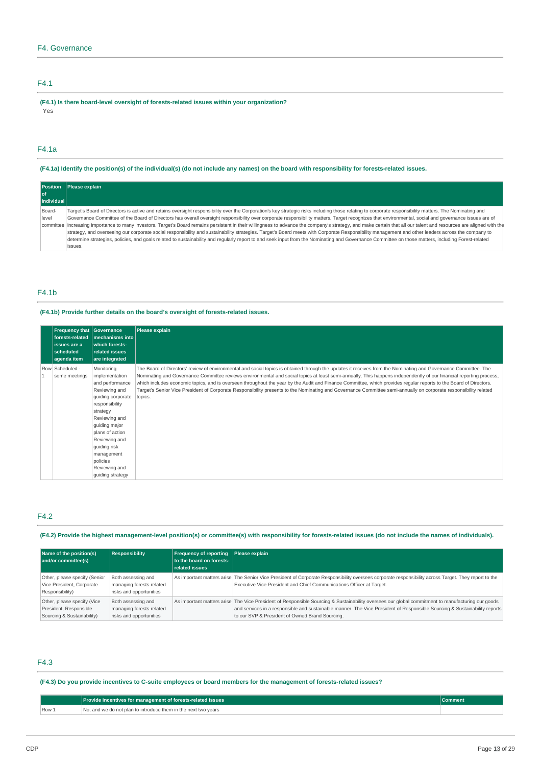## F4. Governance

### F4.1

**(F4.1) Is there board-level oversight of forests-related issues within your organization?**

Yes

### F4.1a

**(F4.1a) Identify the position(s) of the individual(s) (do not include any names) on the board with responsibility for forests-related issues.**

| Position of individual | Please explain |
|---|---|
| Board-level committee | Target's Board of Directors is active and retains oversight responsibility over the Corporation's key strategic risks including those relating to corporate responsibility matters. The Nominating and Governance Committee of the Board of Directors has overall oversight responsibility over corporate responsibility matters. Target recognizes that environmental, social and governance issues are of increasing importance to many investors. Target's Board remains persistent in their willingness to advance the company's strategy, and make certain that all our talent and resources are aligned with the strategy, and overseeing our corporate social responsibility and sustainability strategies. Target's Board meets with Corporate Responsibility management and other leaders across the company to determine strategies, policies, and goals related to sustainability and regularly report to and seek input from the Nominating and Governance Committee on those matters, including Forest-related issues. |

### F4.1b

**(F4.1b) Provide further details on the board's oversight of forests-related issues.**

| | Frequency that forests-related issues are a scheduled agenda item | Governance mechanisms into which forests-related issues are integrated | Please explain |
|---|---|---|---|
| Row 1 | Scheduled - some meetings | Monitoring implementation and performance<br>Reviewing and guiding corporate responsibility strategy<br>Reviewing and guiding major plans of action<br>Reviewing and guiding risk management policies<br>Reviewing and guiding strategy | The Board of Directors' review of environmental and social topics is obtained through the updates it receives from the Nominating and Governance Committee. The Nominating and Governance Committee reviews environmental and social topics at least semi-annually. This happens independently of our financial reporting process, which includes economic topics, and is overseen throughout the year by the Audit and Finance Committee, which provides regular reports to the Board of Directors. Target's Senior Vice President of Corporate Responsibility presents to the Nominating and Governance Committee semi-annually on corporate responsibility related topics. |

### F4.2

**(F4.2) Provide the highest management-level position(s) or committee(s) with responsibility for forests-related issues (do not include the names of individuals).**

| Name of the position(s) and/or committee(s) | Responsibility | Frequency of reporting to the board on forests-related issues | Please explain |
|---|---|---|---|
| Other, please specify (Senior Vice President, Corporate Responsibility) | Both assessing and managing forests-related risks and opportunities | As important matters arise | The Senior Vice President of Corporate Responsibility oversees corporate responsibility across Target. They report to the Executive Vice President and Chief Communications Officer at Target. |
| Other, please specify (Vice President, Responsible Sourcing & Sustainability) | Both assessing and managing forests-related risks and opportunities | As important matters arise | The Vice President of Responsible Sourcing & Sustainability oversees our global commitment to manufacturing our goods and services in a responsible and sustainable manner. The Vice President of Responsible Sourcing & Sustainability reports to our SVP & President of Owned Brand Sourcing. |

### F4.3

**(F4.3) Do you provide incentives to C-suite employees or board members for the management of forests-related issues?**

| | Provide incentives for management of forests-related issues | Comment |
|---|---|---|
| Row 1 | No, and we do not plan to introduce them in the next two years | |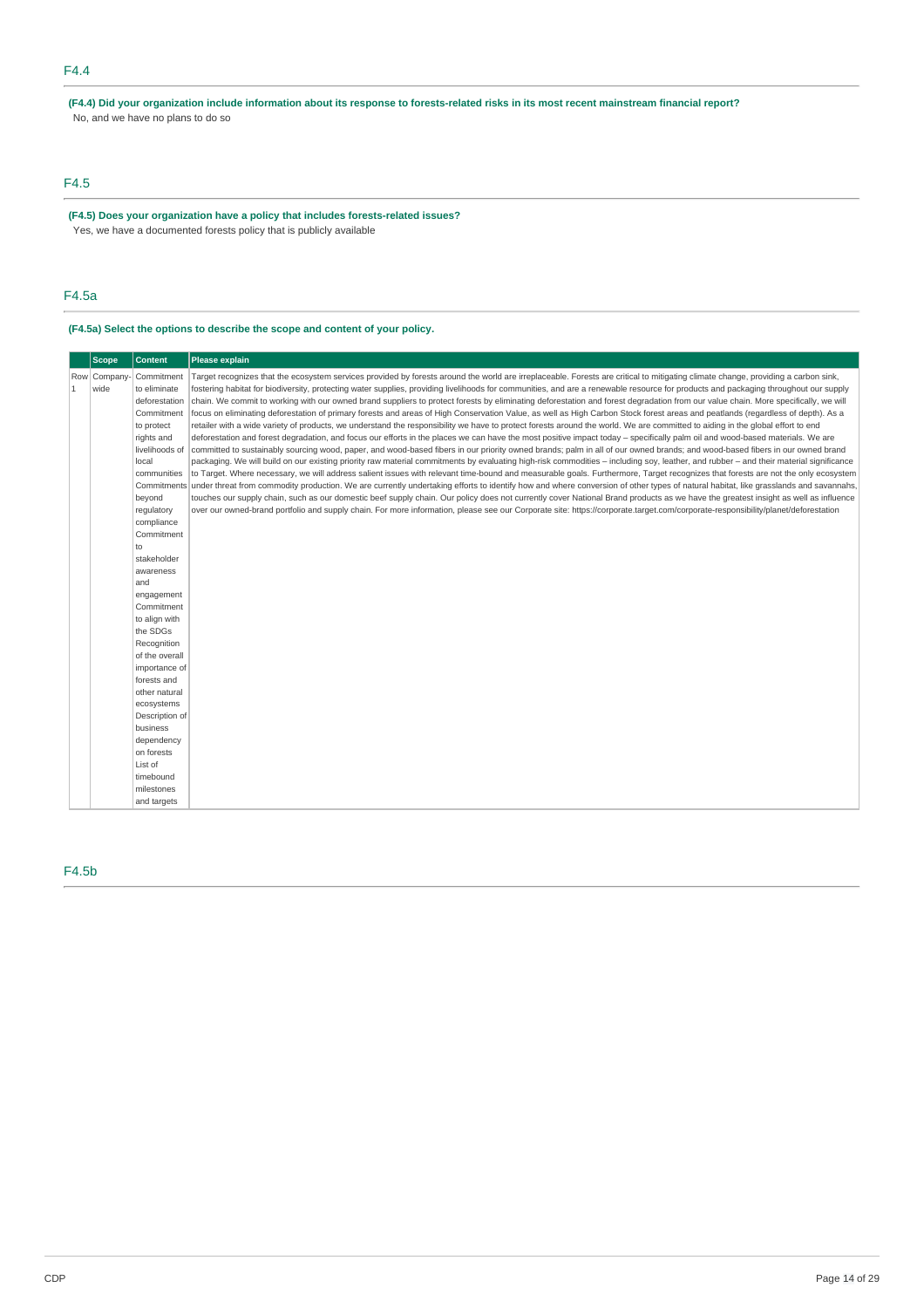## F4.4

**(F4.4) Did your organization include information about its response to forests-related risks in its most recent mainstream financial report?**

No, and we have no plans to do so

## F4.5

**(F4.5) Does your organization have a policy that includes forests-related issues?**

Yes, we have a documented forests policy that is publicly available

## F4.5a

**(F4.5a) Select the options to describe the scope and content of your policy.**

| | Scope | Content | Please explain |
|---|---|---|---|
| Row 1 | Company-wide | Commitment to eliminate deforestation<br>Commitment to protect rights and livelihoods of local communities<br>Commitments beyond regulatory compliance<br>Commitment to stakeholder awareness and engagement<br>Commitment to align with the SDGs<br>Recognition of the overall importance of forests and other natural ecosystems<br>Description of business dependency on forests<br>List of timebound milestones and targets | Target recognizes that the ecosystem services provided by forests around the world are irreplaceable. Forests are critical to mitigating climate change, providing a carbon sink, fostering habitat for biodiversity, protecting water supplies, providing livelihoods for communities, and are a renewable resource for products and packaging throughout our supply chain. We commit to working with our owned brand suppliers to protect forests by eliminating deforestation and forest degradation from our value chain. More specifically, we will focus on eliminating deforestation of primary forests and areas of High Conservation Value, as well as High Carbon Stock forest areas and peatlands (regardless of depth). As a retailer with a wide variety of products, we understand the responsibility we have to protect forests around the world. We are committed to aiding in the global effort to end deforestation and forest degradation, and focus our efforts in the places we can have the most positive impact today – specifically palm oil and wood-based materials. We are committed to sustainably sourcing wood, paper, and wood-based fibers in our priority owned brands; palm in all of our owned brands; and wood-based fibers in our owned brand packaging. We will build on our existing priority raw material commitments by evaluating high-risk commodities – including soy, leather, and rubber – and their material significance to Target. Where necessary, we will address salient issues with relevant time-bound and measurable goals. Furthermore, Target recognizes that forests are not the only ecosystem under threat from commodity production. We are currently undertaking efforts to identify how and where conversion of other types of natural habitat, like grasslands and savannahs, touches our supply chain, such as our domestic beef supply chain. Our policy does not currently cover National Brand products as we have the greatest insight as well as influence over our owned-brand portfolio and supply chain. For more information, please see our Corporate site: https://corporate.target.com/corporate-responsibility/planet/deforestation |

## F4.5b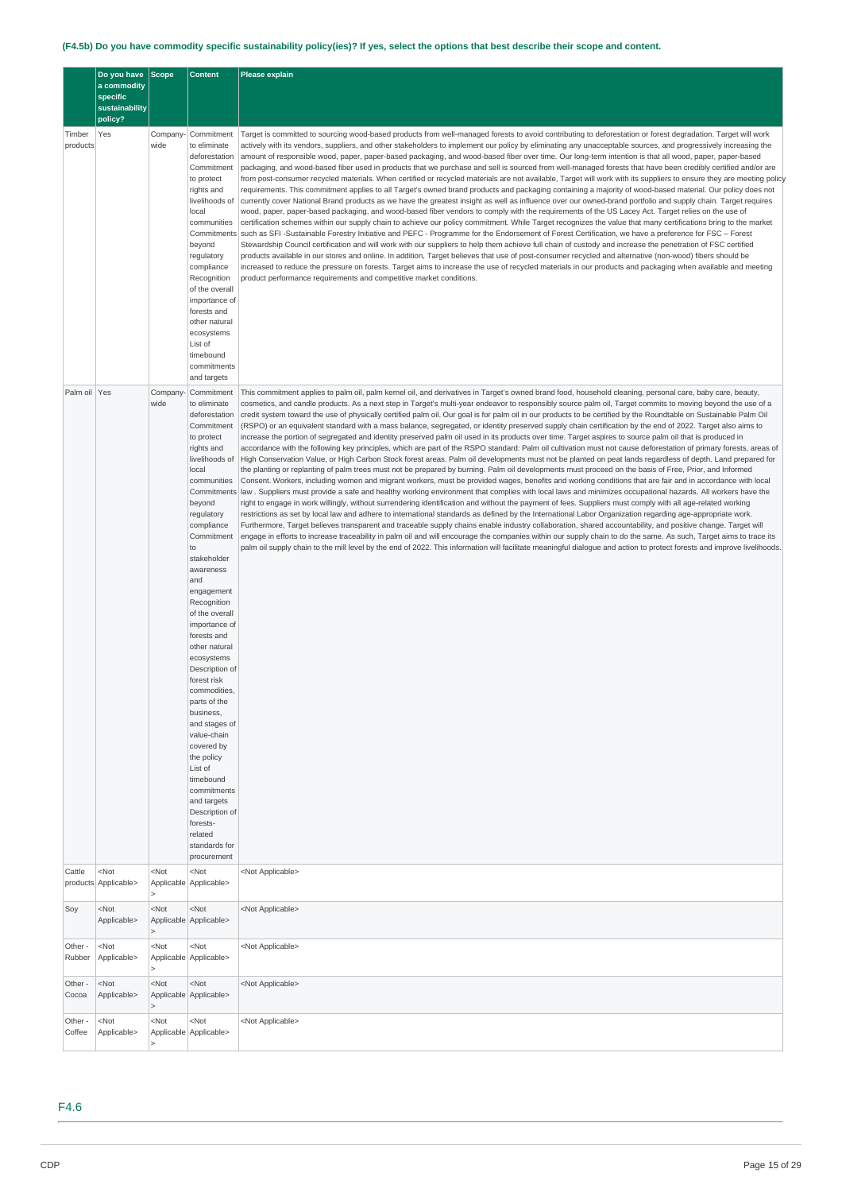### (F4.5b) Do you have commodity specific sustainability policy(ies)? If yes, select the options that best describe their scope and content.

| | Do you have a commodity specific sustainability policy? | Scope | Content | Please explain |
|---|---|---|---|---|
| Timber products | Yes | Company-wide | Commitment to eliminate deforestation<br>Commitment to protect rights and livelihoods of local communities<br>Commitments beyond regulatory compliance<br>Recognition of the overall importance of forests and other natural ecosystems<br>List of timebound commitments and targets | Target is committed to sourcing wood-based products from well-managed forests to avoid contributing to deforestation or forest degradation. Target will work actively with its vendors, suppliers, and other stakeholders to implement our policy by eliminating any unacceptable sources, and progressively increasing the amount of responsible wood, paper, paper-based packaging, and wood-based fiber over time. Our long-term intention is that all wood, paper, paper-based packaging, and wood-based fiber used in products that we purchase and sell is sourced from well-managed forests that have been credibly certified and/or are from post-consumer recycled materials. When certified or recycled materials are not available, Target will work with its suppliers to ensure they are meeting policy requirements. This commitment applies to all Target's owned brand products and packaging containing a majority of wood-based material. Our policy does not currently cover National Brand products as we have the greatest insight as well as influence over our owned-brand portfolio and supply chain. Target requires wood, paper, paper-based packaging, and wood-based fiber vendors to comply with the requirements of the US Lacey Act. Target relies on the use of certification schemes within our supply chain to achieve our policy commitment. While Target recognizes the value that many certifications bring to the market such as SFI -Sustainable Forestry Initiative and PEFC - Programme for the Endorsement of Forest Certification, we have a preference for FSC – Forest Stewardship Council certification and will work with our suppliers to help them achieve full chain of custody and increase the penetration of FSC certified products available in our stores and online. In addition, Target believes that use of post-consumer recycled and alternative (non-wood) fibers should be increased to reduce the pressure on forests. Target aims to increase the use of recycled materials in our products and packaging when available and meeting product performance requirements and competitive market conditions. |
| Palm oil | Yes | Company-wide | Commitment to eliminate deforestation<br>Commitment to protect rights and livelihoods of local communities<br>Commitments beyond regulatory compliance<br>Commitment to stakeholder awareness and engagement<br>Recognition of the overall importance of forests and other natural ecosystems<br>Description of forest risk commodities, parts of the business, and stages of value-chain covered by the policy<br>List of timebound commitments and targets<br>Description of forests-related standards for procurement | This commitment applies to palm oil, palm kernel oil, and derivatives in Target's owned brand food, household cleaning, personal care, baby care, beauty, cosmetics, and candle products. As a next step in Target's multi-year endeavor to responsibly source palm oil, Target commits to moving beyond the use of a credit system toward the use of physically certified palm oil. Our goal is for palm oil in our products to be certified by the Roundtable on Sustainable Palm Oil (RSPO) or an equivalent standard with a mass balance, segregated, or identity preserved supply chain certification by the end of 2022. Target also aims to increase the portion of segregated and identity preserved palm oil used in its products over time. Target aspires to source palm oil that is produced in accordance with the following key principles, which are part of the RSPO standard: Palm oil cultivation must not cause deforestation of primary forests, areas of High Conservation Value, or High Carbon Stock forest areas. Palm oil developments must not be planted on peat lands regardless of depth. Land prepared for the planting or replanting of palm trees must not be prepared by burning. Palm oil developments must proceed on the basis of Free, Prior, and Informed Consent. Workers, including women and migrant workers, must be provided wages, benefits and working conditions that are fair and in accordance with local law . Suppliers must provide a safe and healthy working environment that complies with local laws and minimizes occupational hazards. All workers have the right to engage in work willingly, without surrendering identification and without the payment of fees. Suppliers must comply with all age-related working restrictions as set by local law and adhere to international standards as defined by the International Labor Organization regarding age-appropriate work. Furthermore, Target believes transparent and traceable supply chains enable industry collaboration, shared accountability, and positive change. Target will engage in efforts to increase traceability in palm oil and will encourage the companies within our supply chain to do the same. As such, Target aims to trace its palm oil supply chain to the mill level by the end of 2022. This information will facilitate meaningful dialogue and action to protect forests and improve livelihoods. |
| Cattle products | <Not Applicable> | <Not Applicable> | <Not Applicable> | <Not Applicable> |
| Soy | <Not Applicable> | <Not Applicable> | <Not Applicable> | <Not Applicable> |
| Other - Rubber | <Not Applicable> | <Not Applicable> | <Not Applicable> | <Not Applicable> |
| Other - Cocoa | <Not Applicable> | <Not Applicable> | <Not Applicable> | <Not Applicable> |
| Other - Coffee | <Not Applicable> | <Not Applicable> | <Not Applicable> | <Not Applicable> |

## F4.6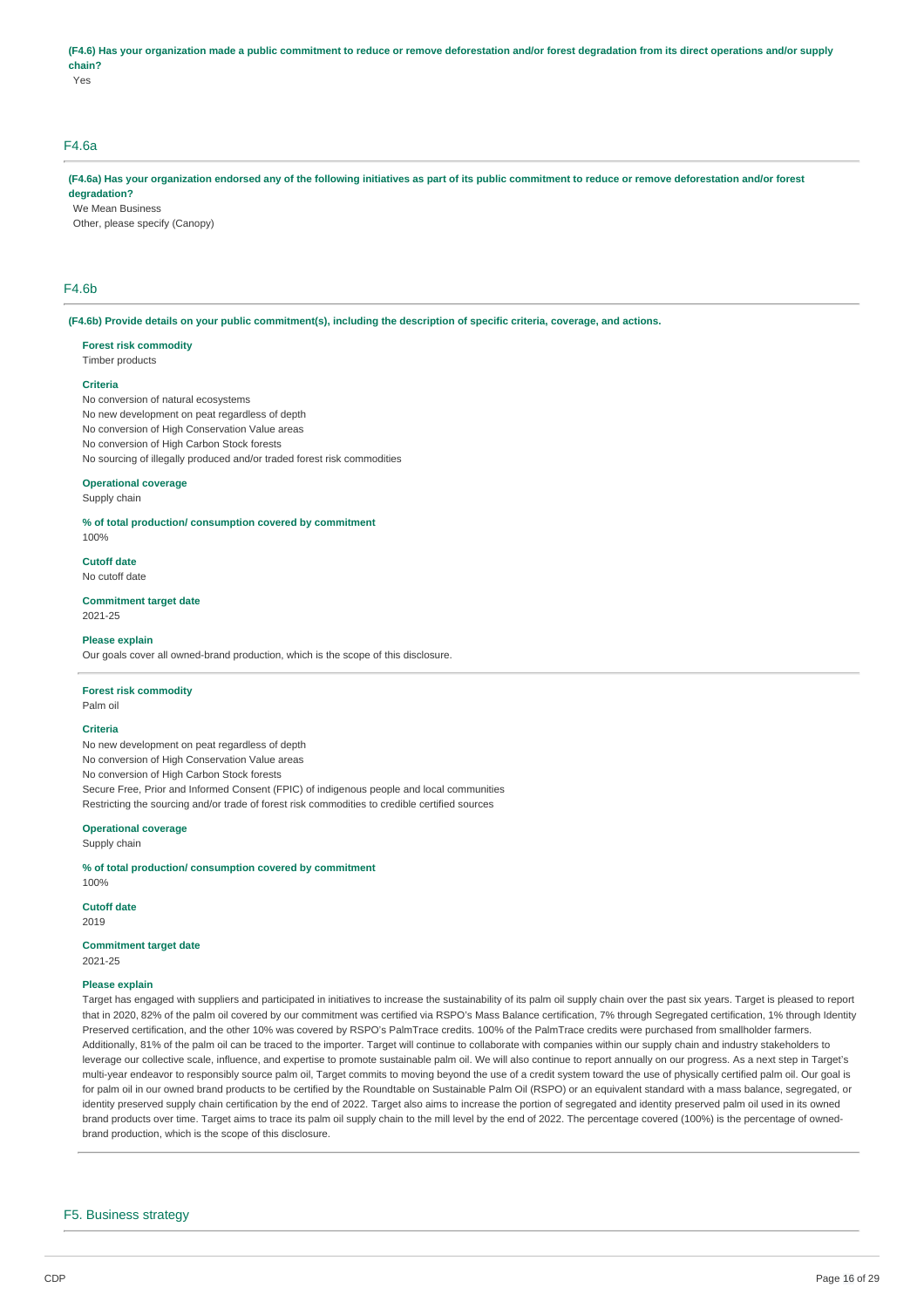**(F4.6) Has your organization made a public commitment to reduce or remove deforestation and/or forest degradation from its direct operations and/or supply chain?**

Yes

## F4.6a

**(F4.6a) Has your organization endorsed any of the following initiatives as part of its public commitment to reduce or remove deforestation and/or forest degradation?**

We Mean Business

Other, please specify (Canopy)

## F4.6b

**(F4.6b) Provide details on your public commitment(s), including the description of specific criteria, coverage, and actions.**

**Forest risk commodity**

Timber products

**Criteria**

No conversion of natural ecosystems

No new development on peat regardless of depth

No conversion of High Conservation Value areas

No conversion of High Carbon Stock forests

No sourcing of illegally produced and/or traded forest risk commodities

**Operational coverage**

Supply chain

**% of total production/ consumption covered by commitment**

100%

**Cutoff date**

No cutoff date

**Commitment target date**

2021-25

**Please explain**

Our goals cover all owned-brand production, which is the scope of this disclosure.

---

**Forest risk commodity**

Palm oil

**Criteria**

No new development on peat regardless of depth

No conversion of High Conservation Value areas

No conversion of High Carbon Stock forests

Secure Free, Prior and Informed Consent (FPIC) of indigenous people and local communities

Restricting the sourcing and/or trade of forest risk commodities to credible certified sources

**Operational coverage**

Supply chain

**% of total production/ consumption covered by commitment**

100%

**Cutoff date**

2019

**Commitment target date**

2021-25

**Please explain**

Target has engaged with suppliers and participated in initiatives to increase the sustainability of its palm oil supply chain over the past six years. Target is pleased to report that in 2020, 82% of the palm oil covered by our commitment was certified via RSPO's Mass Balance certification, 7% through Segregated certification, 1% through Identity Preserved certification, and the other 10% was covered by RSPO's PalmTrace credits. 100% of the PalmTrace credits were purchased from smallholder farmers. Additionally, 81% of the palm oil can be traced to the importer. Target will continue to collaborate with companies within our supply chain and industry stakeholders to leverage our collective scale, influence, and expertise to promote sustainable palm oil. We will also continue to report annually on our progress. As a next step in Target's multi-year endeavor to responsibly source palm oil, Target commits to moving beyond the use of a credit system toward the use of physically certified palm oil. Our goal is for palm oil in our owned brand products to be certified by the Roundtable on Sustainable Palm Oil (RSPO) or an equivalent standard with a mass balance, segregated, or identity preserved supply chain certification by the end of 2022. Target also aims to increase the portion of segregated and identity preserved palm oil used in its owned brand products over time. Target aims to trace its palm oil supply chain to the mill level by the end of 2022. The percentage covered (100%) is the percentage of owned-brand production, which is the scope of this disclosure.

## F5. Business strategy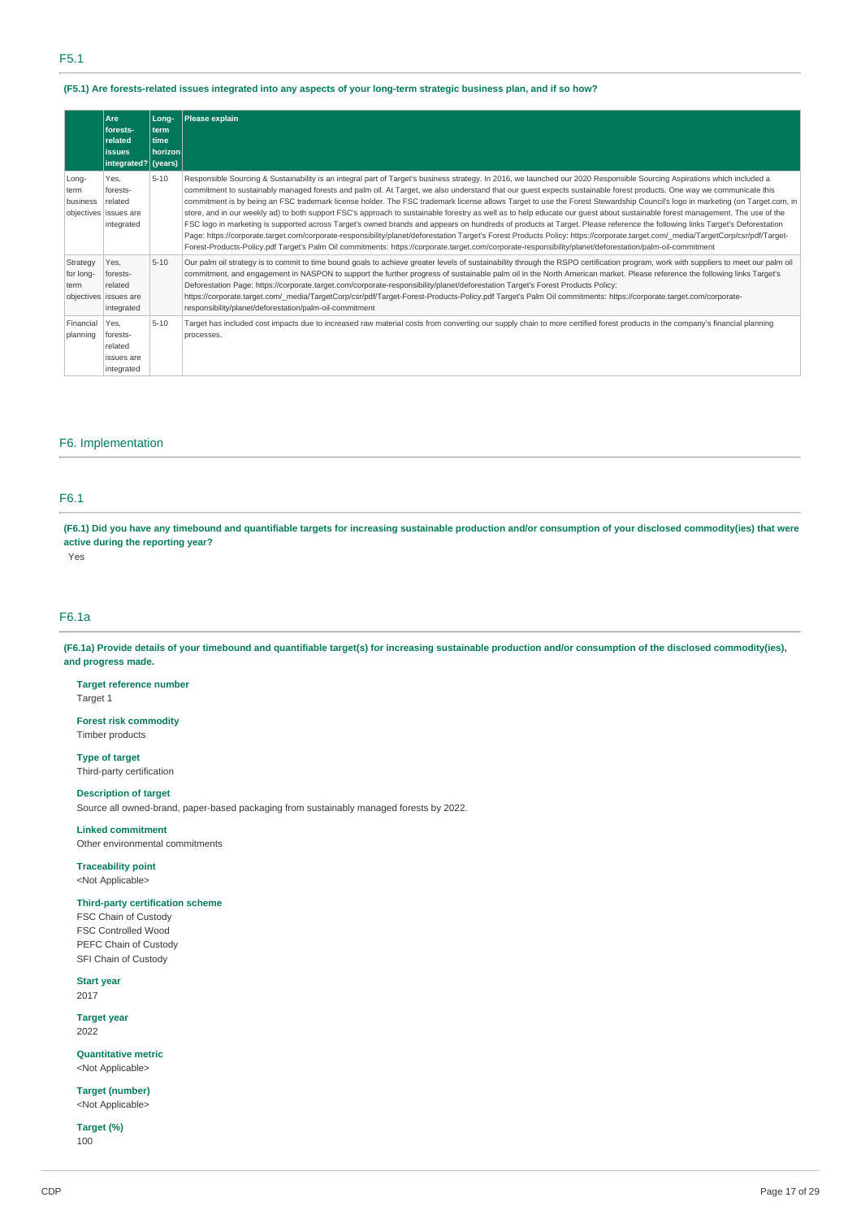## F5.1

**(F5.1) Are forests-related issues integrated into any aspects of your long-term strategic business plan, and if so how?**

| | Are forests-related issues integrated? | Long-term time horizon (years) | Please explain |
|---|---|---|---|
| Long-term business objectives | Yes, forests-related issues are integrated | 5-10 | Responsible Sourcing & Sustainability is an integral part of Target's business strategy. In 2016, we launched our 2020 Responsible Sourcing Aspirations which included a commitment to sustainably managed forests and palm oil. At Target, we also understand that our guest expects sustainable forest products. One way we communicate this commitment is by being an FSC trademark license holder. The FSC trademark license allows Target to use the Forest Stewardship Council's logo in marketing (on Target.com, in store, and in our weekly ad) to both support FSC's approach to sustainable forestry as well as to help educate our guest about sustainable forest management. The use of the FSC logo in marketing is supported across Target's owned brands and appears on hundreds of products at Target. Please reference the following links Target's Deforestation Page: https://corporate.target.com/corporate-responsibility/planet/deforestation Target's Forest Products Policy: https://corporate.target.com/_media/TargetCorp/csr/pdf/Target-Forest-Products-Policy.pdf Target's Palm Oil commitments: https://corporate.target.com/corporate-responsibility/planet/deforestation/palm-oil-commitment |
| Strategy for long-term objectives | Yes, forests-related issues are integrated | 5-10 | Our palm oil strategy is to commit to time bound goals to achieve greater levels of sustainability through the RSPO certification program, work with suppliers to meet our palm oil commitment, and engagement in NASPON to support the further progress of sustainable palm oil in the North American market. Please reference the following links Target's Deforestation Page: https://corporate.target.com/corporate-responsibility/planet/deforestation Target's Forest Products Policy: https://corporate.target.com/_media/TargetCorp/csr/pdf/Target-Forest-Products-Policy.pdf Target's Palm Oil commitments: https://corporate.target.com/corporate-responsibility/planet/deforestation/palm-oil-commitment |
| Financial planning | Yes, forests-related issues are integrated | 5-10 | Target has included cost impacts due to increased raw material costs from converting our supply chain to more certified forest products in the company's financial planning processes. |

# F6. Implementation

## F6.1

**(F6.1) Did you have any timebound and quantifiable targets for increasing sustainable production and/or consumption of your disclosed commodity(ies) that were active during the reporting year?**

Yes

## F6.1a

**(F6.1a) Provide details of your timebound and quantifiable target(s) for increasing sustainable production and/or consumption of the disclosed commodity(ies), and progress made.**

**Target reference number**
Target 1

**Forest risk commodity**
Timber products

**Type of target**
Third-party certification

**Description of target**
Source all owned-brand, paper-based packaging from sustainably managed forests by 2022.

**Linked commitment**
Other environmental commitments

**Traceability point**
<Not Applicable>

**Third-party certification scheme**
FSC Chain of Custody
FSC Controlled Wood
PEFC Chain of Custody
SFI Chain of Custody

**Start year**
2017

**Target year**
2022

**Quantitative metric**
<Not Applicable>

**Target (number)**
<Not Applicable>

**Target (%)**
100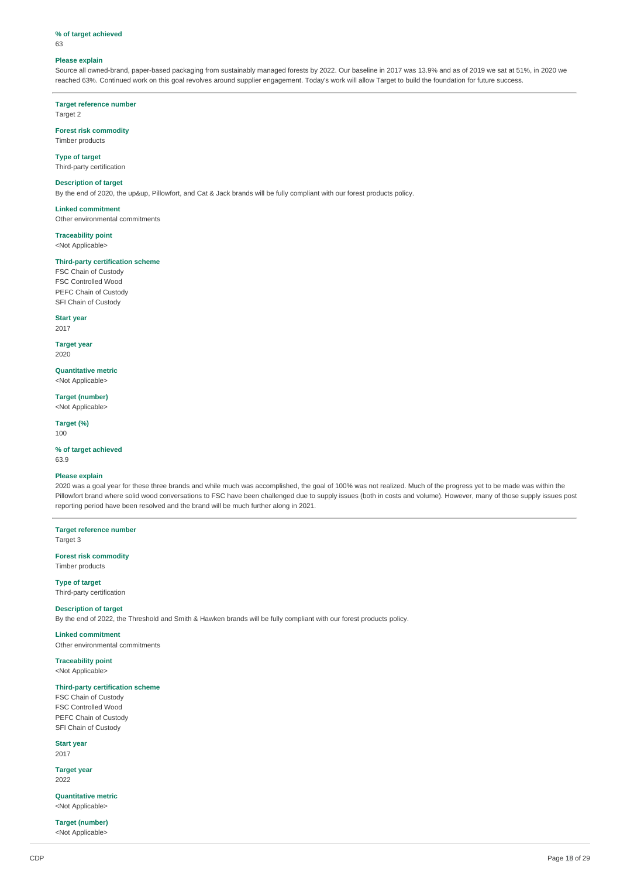**% of target achieved**
63

**Please explain**
Source all owned-brand, paper-based packaging from sustainably managed forests by 2022. Our baseline in 2017 was 13.9% and as of 2019 we sat at 51%, in 2020 we reached 63%. Continued work on this goal revolves around supplier engagement. Today's work will allow Target to build the foundation for future success.

---

**Target reference number**
Target 2

**Forest risk commodity**
Timber products

**Type of target**
Third-party certification

**Description of target**
By the end of 2020, the up&up, Pillowfort, and Cat & Jack brands will be fully compliant with our forest products policy.

**Linked commitment**
Other environmental commitments

**Traceability point**
<Not Applicable>

**Third-party certification scheme**
FSC Chain of Custody
FSC Controlled Wood
PEFC Chain of Custody
SFI Chain of Custody

**Start year**
2017

**Target year**
2020

**Quantitative metric**
<Not Applicable>

**Target (number)**
<Not Applicable>

**Target (%)**
100

**% of target achieved**
63.9

**Please explain**
2020 was a goal year for these three brands and while much was accomplished, the goal of 100% was not realized. Much of the progress yet to be made was within the Pillowfort brand where solid wood conversations to FSC have been challenged due to supply issues (both in costs and volume). However, many of those supply issues post reporting period have been resolved and the brand will be much further along in 2021.

---

**Target reference number**
Target 3

**Forest risk commodity**
Timber products

**Type of target**
Third-party certification

**Description of target**
By the end of 2022, the Threshold and Smith & Hawken brands will be fully compliant with our forest products policy.

**Linked commitment**
Other environmental commitments

**Traceability point**
<Not Applicable>

**Third-party certification scheme**
FSC Chain of Custody
FSC Controlled Wood
PEFC Chain of Custody
SFI Chain of Custody

**Start year**
2017

**Target year**
2022

**Quantitative metric**
<Not Applicable>

**Target (number)**
<Not Applicable>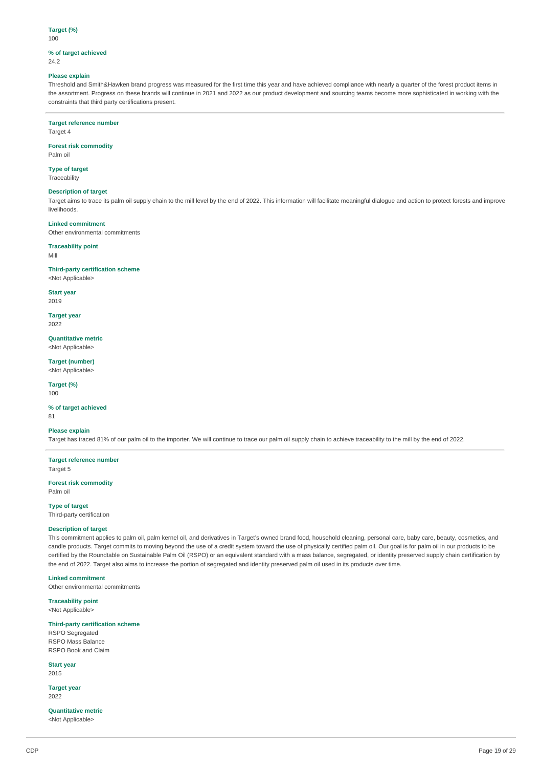**Target (%)**
100

**% of target achieved**
24.2

**Please explain**
Threshold and Smith&Hawken brand progress was measured for the first time this year and have achieved compliance with nearly a quarter of the forest product items in the assortment. Progress on these brands will continue in 2021 and 2022 as our product development and sourcing teams become more sophisticated in working with the constraints that third party certifications present.

---

**Target reference number**
Target 4

**Forest risk commodity**
Palm oil

**Type of target**
Traceability

**Description of target**
Target aims to trace its palm oil supply chain to the mill level by the end of 2022. This information will facilitate meaningful dialogue and action to protect forests and improve livelihoods.

**Linked commitment**
Other environmental commitments

**Traceability point**
Mill

**Third-party certification scheme**
<Not Applicable>

**Start year**
2019

**Target year**
2022

**Quantitative metric**
<Not Applicable>

**Target (number)**
<Not Applicable>

**Target (%)**
100

**% of target achieved**
81

**Please explain**
Target has traced 81% of our palm oil to the importer. We will continue to trace our palm oil supply chain to achieve traceability to the mill by the end of 2022.

---

**Target reference number**
Target 5

**Forest risk commodity**
Palm oil

**Type of target**
Third-party certification

**Description of target**
This commitment applies to palm oil, palm kernel oil, and derivatives in Target's owned brand food, household cleaning, personal care, baby care, beauty, cosmetics, and candle products. Target commits to moving beyond the use of a credit system toward the use of physically certified palm oil. Our goal is for palm oil in our products to be certified by the Roundtable on Sustainable Palm Oil (RSPO) or an equivalent standard with a mass balance, segregated, or identity preserved supply chain certification by the end of 2022. Target also aims to increase the portion of segregated and identity preserved palm oil used in its products over time.

**Linked commitment**
Other environmental commitments

**Traceability point**
<Not Applicable>

**Third-party certification scheme**
RSPO Segregated
RSPO Mass Balance
RSPO Book and Claim

**Start year**
2015

**Target year**
2022

**Quantitative metric**
<Not Applicable>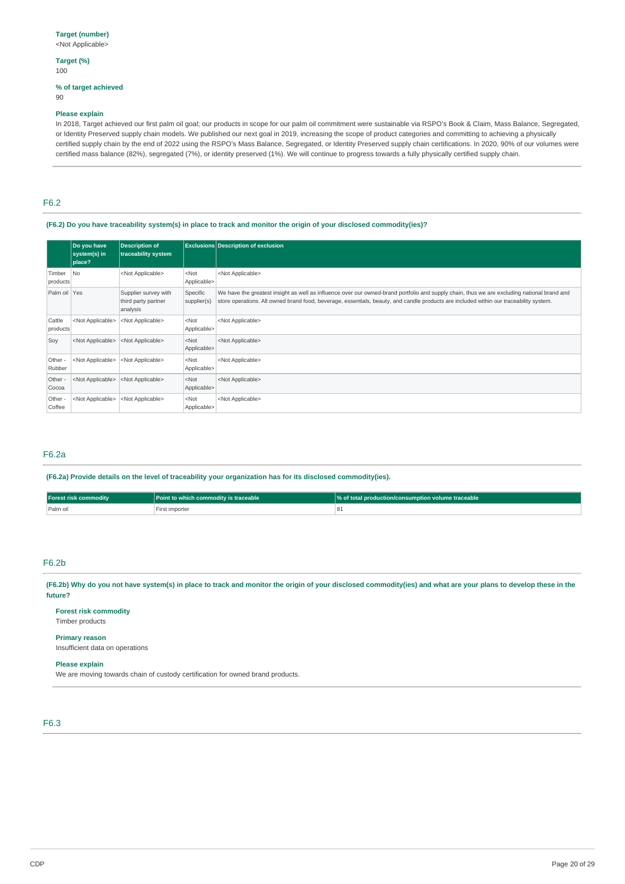**Target (number)**
<Not Applicable>

**Target (%)**
100

**% of target achieved**
90

**Please explain**
In 2018, Target achieved our first palm oil goal; our products in scope for our palm oil commitment were sustainable via RSPO's Book & Claim, Mass Balance, Segregated, or Identity Preserved supply chain models. We published our next goal in 2019, increasing the scope of product categories and committing to achieving a physically certified supply chain by the end of 2022 using the RSPO's Mass Balance, Segregated, or Identity Preserved supply chain certifications. In 2020, 90% of our volumes were certified mass balance (82%), segregated (7%), or identity preserved (1%). We will continue to progress towards a fully physically certified supply chain.

## F6.2

**(F6.2) Do you have traceability system(s) in place to track and monitor the origin of your disclosed commodity(ies)?**

| | Do you have system(s) in place? | Description of traceability system | Exclusions | Description of exclusion |
|---|---|---|---|---|
| Timber products | No | <Not Applicable> | <Not Applicable> | <Not Applicable> |
| Palm oil | Yes | Supplier survey with third party partner analysis | Specific supplier(s) | We have the greatest insight as well as influence over our owned-brand portfolio and supply chain, thus we are excluding national brand and store operations. All owned brand food, beverage, essentials, beauty, and candle products are included within our traceability system. |
| Cattle products | <Not Applicable> | <Not Applicable> | <Not Applicable> | <Not Applicable> |
| Soy | <Not Applicable> | <Not Applicable> | <Not Applicable> | <Not Applicable> |
| Other - Rubber | <Not Applicable> | <Not Applicable> | <Not Applicable> | <Not Applicable> |
| Other - Cocoa | <Not Applicable> | <Not Applicable> | <Not Applicable> | <Not Applicable> |
| Other - Coffee | <Not Applicable> | <Not Applicable> | <Not Applicable> | <Not Applicable> |

## F6.2a

**(F6.2a) Provide details on the level of traceability your organization has for its disclosed commodity(ies).**

| Forest risk commodity | Point to which commodity is traceable | % of total production/consumption volume traceable |
|---|---|---|
| Palm oil | First importer | 81 |

## F6.2b

**(F6.2b) Why do you not have system(s) in place to track and monitor the origin of your disclosed commodity(ies) and what are your plans to develop these in the future?**

**Forest risk commodity**
Timber products

**Primary reason**
Insufficient data on operations

**Please explain**
We are moving towards chain of custody certification for owned brand products.

## F6.3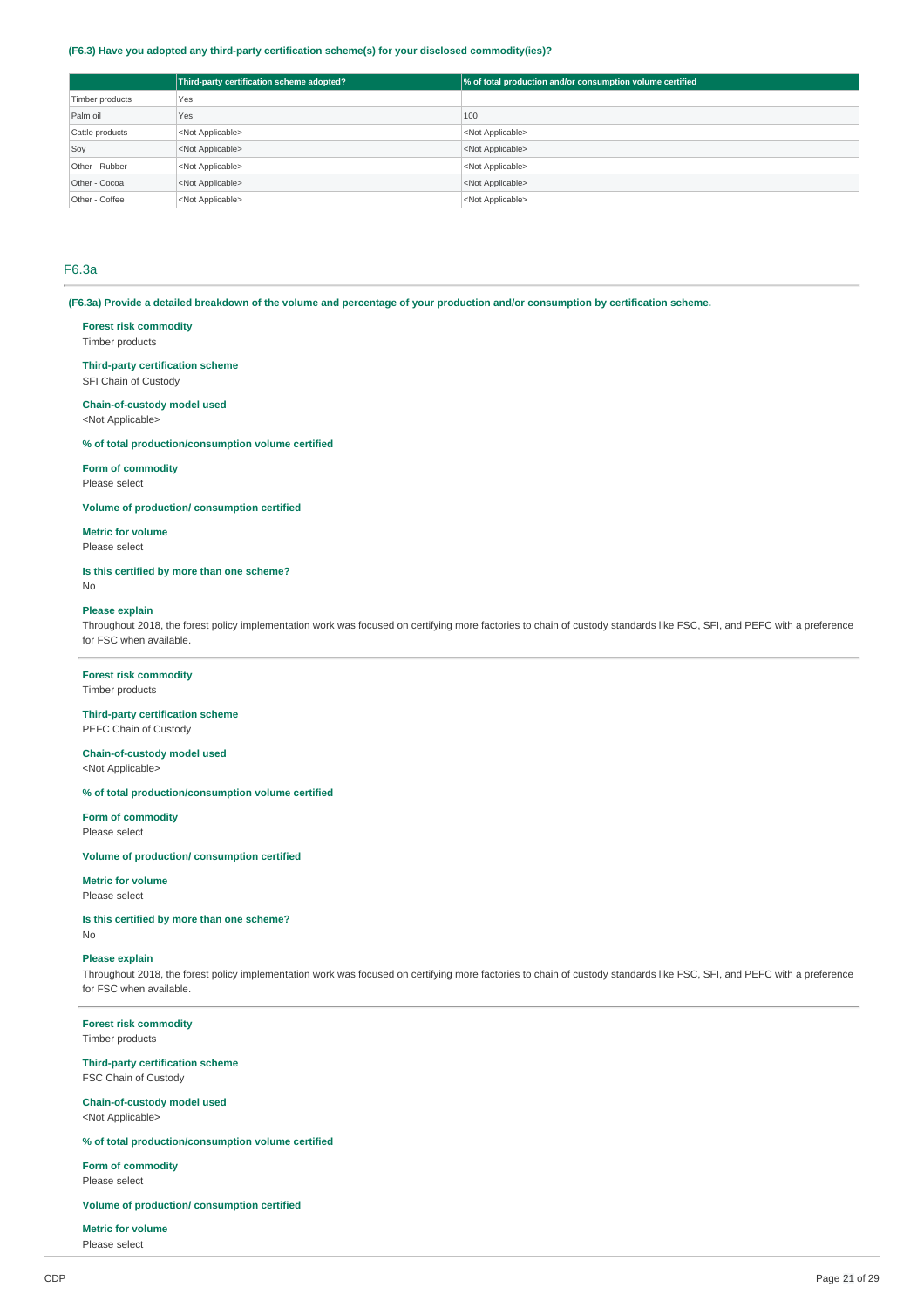**(F6.3) Have you adopted any third-party certification scheme(s) for your disclosed commodity(ies)?**

| | Third-party certification scheme adopted? | % of total production and/or consumption volume certified |
|---|---|---|
| Timber products | Yes | |
| Palm oil | Yes | 100 |
| Cattle products | <Not Applicable> | <Not Applicable> |
| Soy | <Not Applicable> | <Not Applicable> |
| Other - Rubber | <Not Applicable> | <Not Applicable> |
| Other - Cocoa | <Not Applicable> | <Not Applicable> |
| Other - Coffee | <Not Applicable> | <Not Applicable> |

## F6.3a

**(F6.3a) Provide a detailed breakdown of the volume and percentage of your production and/or consumption by certification scheme.**

**Forest risk commodity**
Timber products

**Third-party certification scheme**
SFI Chain of Custody

**Chain-of-custody model used**
<Not Applicable>

**% of total production/consumption volume certified**

**Form of commodity**
Please select

**Volume of production/ consumption certified**

**Metric for volume**
Please select

**Is this certified by more than one scheme?**
No

**Please explain**
Throughout 2018, the forest policy implementation work was focused on certifying more factories to chain of custody standards like FSC, SFI, and PEFC with a preference for FSC when available.

---

**Forest risk commodity**
Timber products

**Third-party certification scheme**
PEFC Chain of Custody

**Chain-of-custody model used**
<Not Applicable>

**% of total production/consumption volume certified**

**Form of commodity**
Please select

**Volume of production/ consumption certified**

**Metric for volume**
Please select

**Is this certified by more than one scheme?**
No

**Please explain**
Throughout 2018, the forest policy implementation work was focused on certifying more factories to chain of custody standards like FSC, SFI, and PEFC with a preference for FSC when available.

---

**Forest risk commodity**
Timber products

**Third-party certification scheme**
FSC Chain of Custody

**Chain-of-custody model used**
<Not Applicable>

**% of total production/consumption volume certified**

**Form of commodity**
Please select

**Volume of production/ consumption certified**

**Metric for volume**
Please select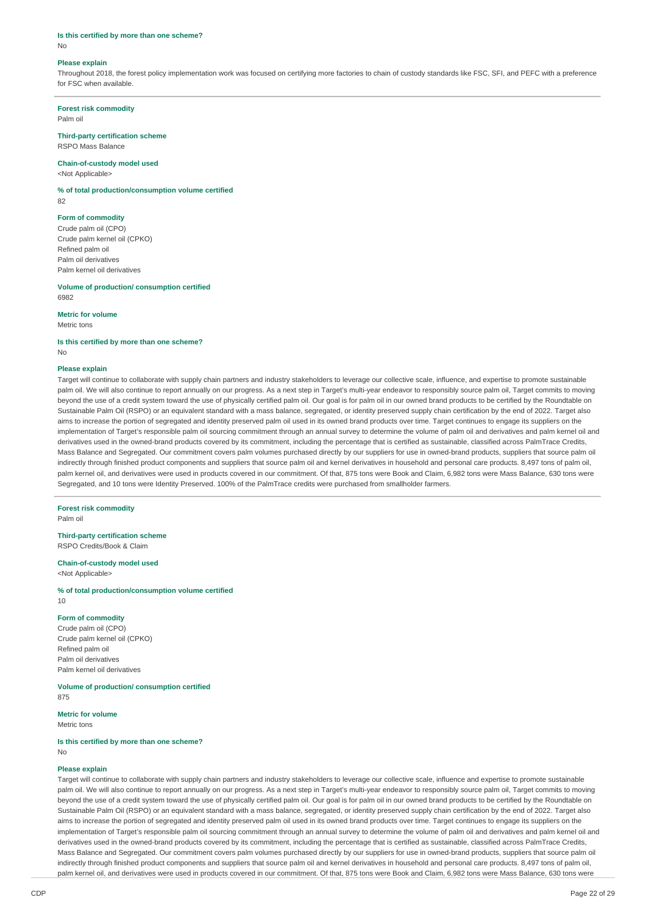**Is this certified by more than one scheme?**

No

**Please explain**

Throughout 2018, the forest policy implementation work was focused on certifying more factories to chain of custody standards like FSC, SFI, and PEFC with a preference for FSC when available.

---

**Forest risk commodity**

Palm oil

**Third-party certification scheme**

RSPO Mass Balance

**Chain-of-custody model used**

<Not Applicable>

**% of total production/consumption volume certified**

82

**Form of commodity**

Crude palm oil (CPO)
Crude palm kernel oil (CPKO)
Refined palm oil
Palm oil derivatives
Palm kernel oil derivatives

**Volume of production/ consumption certified**

6982

**Metric for volume**

Metric tons

**Is this certified by more than one scheme?**

No

**Please explain**

Target will continue to collaborate with supply chain partners and industry stakeholders to leverage our collective scale, influence, and expertise to promote sustainable palm oil. We will also continue to report annually on our progress. As a next step in Target's multi-year endeavor to responsibly source palm oil, Target commits to moving beyond the use of a credit system toward the use of physically certified palm oil. Our goal is for palm oil in our owned brand products to be certified by the Roundtable on Sustainable Palm Oil (RSPO) or an equivalent standard with a mass balance, segregated, or identity preserved supply chain certification by the end of 2022. Target also aims to increase the portion of segregated and identity preserved palm oil used in its owned brand products over time. Target continues to engage its suppliers on the implementation of Target's responsible palm oil sourcing commitment through an annual survey to determine the volume of palm oil and derivatives and palm kernel oil and derivatives used in the owned-brand products covered by its commitment, including the percentage that is certified as sustainable, classified across PalmTrace Credits, Mass Balance and Segregated. Our commitment covers palm volumes purchased directly by our suppliers for use in owned-brand products, suppliers that source palm oil indirectly through finished product components and suppliers that source palm oil and kernel derivatives in household and personal care products. 8,497 tons of palm oil, palm kernel oil, and derivatives were used in products covered in our commitment. Of that, 875 tons were Book and Claim, 6,982 tons were Mass Balance, 630 tons were Segregated, and 10 tons were Identity Preserved. 100% of the PalmTrace credits were purchased from smallholder farmers.

---

**Forest risk commodity**

Palm oil

**Third-party certification scheme**

RSPO Credits/Book & Claim

**Chain-of-custody model used**

<Not Applicable>

**% of total production/consumption volume certified**

10

**Form of commodity**

Crude palm oil (CPO)
Crude palm kernel oil (CPKO)
Refined palm oil
Palm oil derivatives
Palm kernel oil derivatives

**Volume of production/ consumption certified**

875

**Metric for volume**

Metric tons

**Is this certified by more than one scheme?**

No

**Please explain**

Target will continue to collaborate with supply chain partners and industry stakeholders to leverage our collective scale, influence and expertise to promote sustainable palm oil. We will also continue to report annually on our progress. As a next step in Target's multi-year endeavor to responsibly source palm oil, Target commits to moving beyond the use of a credit system toward the use of physically certified palm oil. Our goal is for palm oil in our owned brand products to be certified by the Roundtable on Sustainable Palm Oil (RSPO) or an equivalent standard with a mass balance, segregated, or identity preserved supply chain certification by the end of 2022. Target also aims to increase the portion of segregated and identity preserved palm oil used in its owned brand products over time. Target continues to engage its suppliers on the implementation of Target's responsible palm oil sourcing commitment through an annual survey to determine the volume of palm oil and derivatives and palm kernel oil and derivatives used in the owned-brand products covered by its commitment, including the percentage that is certified as sustainable, classified across PalmTrace Credits, Mass Balance and Segregated. Our commitment covers palm volumes purchased directly by our suppliers for use in owned-brand products, suppliers that source palm oil indirectly through finished product components and suppliers that source palm oil and kernel derivatives in household and personal care products. 8,497 tons of palm oil, palm kernel oil, and derivatives were used in products covered in our commitment. Of that, 875 tons were Book and Claim, 6,982 tons were Mass Balance, 630 tons were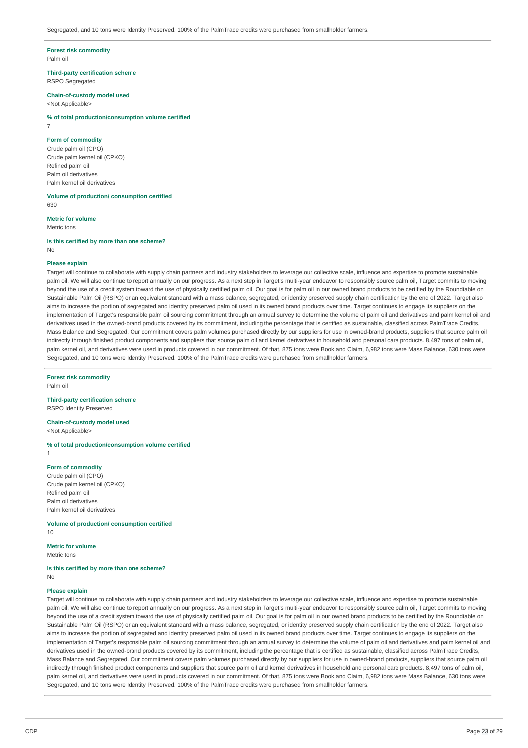Segregated, and 10 tons were Identity Preserved. 100% of the PalmTrace credits were purchased from smallholder farmers.

---

**Forest risk commodity**
Palm oil

**Third-party certification scheme**
RSPO Segregated

**Chain-of-custody model used**
<Not Applicable>

**% of total production/consumption volume certified**
7

**Form of commodity**
Crude palm oil (CPO)
Crude palm kernel oil (CPKO)
Refined palm oil
Palm oil derivatives
Palm kernel oil derivatives

**Volume of production/ consumption certified**
630

**Metric for volume**
Metric tons

**Is this certified by more than one scheme?**
No

**Please explain**
Target will continue to collaborate with supply chain partners and industry stakeholders to leverage our collective scale, influence and expertise to promote sustainable palm oil. We will also continue to report annually on our progress. As a next step in Target's multi-year endeavor to responsibly source palm oil, Target commits to moving beyond the use of a credit system toward the use of physically certified palm oil. Our goal is for palm oil in our owned brand products to be certified by the Roundtable on Sustainable Palm Oil (RSPO) or an equivalent standard with a mass balance, segregated, or identity preserved supply chain certification by the end of 2022. Target also aims to increase the portion of segregated and identity preserved palm oil used in its owned brand products over time. Target continues to engage its suppliers on the implementation of Target's responsible palm oil sourcing commitment through an annual survey to determine the volume of palm oil and derivatives and palm kernel oil and derivatives used in the owned-brand products covered by its commitment, including the percentage that is certified as sustainable, classified across PalmTrace Credits, Mass Balance and Segregated. Our commitment covers palm volumes purchased directly by our suppliers for use in owned-brand products, suppliers that source palm oil indirectly through finished product components and suppliers that source palm oil and kernel derivatives in household and personal care products. 8,497 tons of palm oil, palm kernel oil, and derivatives were used in products covered in our commitment. Of that, 875 tons were Book and Claim, 6,982 tons were Mass Balance, 630 tons were Segregated, and 10 tons were Identity Preserved. 100% of the PalmTrace credits were purchased from smallholder farmers.

---

**Forest risk commodity**
Palm oil

**Third-party certification scheme**
RSPO Identity Preserved

**Chain-of-custody model used**
<Not Applicable>

**% of total production/consumption volume certified**
1

**Form of commodity**
Crude palm oil (CPO)
Crude palm kernel oil (CPKO)
Refined palm oil
Palm oil derivatives
Palm kernel oil derivatives

**Volume of production/ consumption certified**
10

**Metric for volume**
Metric tons

**Is this certified by more than one scheme?**
No

**Please explain**
Target will continue to collaborate with supply chain partners and industry stakeholders to leverage our collective scale, influence and expertise to promote sustainable palm oil. We will also continue to report annually on our progress. As a next step in Target's multi-year endeavor to responsibly source palm oil, Target commits to moving beyond the use of a credit system toward the use of physically certified palm oil. Our goal is for palm oil in our owned brand products to be certified by the Roundtable on Sustainable Palm Oil (RSPO) or an equivalent standard with a mass balance, segregated, or identity preserved supply chain certification by the end of 2022. Target also aims to increase the portion of segregated and identity preserved palm oil used in its owned brand products over time. Target continues to engage its suppliers on the implementation of Target's responsible palm oil sourcing commitment through an annual survey to determine the volume of palm oil and derivatives and palm kernel oil and derivatives used in the owned-brand products covered by its commitment, including the percentage that is certified as sustainable, classified across PalmTrace Credits, Mass Balance and Segregated. Our commitment covers palm volumes purchased directly by our suppliers for use in owned-brand products, suppliers that source palm oil indirectly through finished product components and suppliers that source palm oil and kernel derivatives in household and personal care products. 8,497 tons of palm oil, palm kernel oil, and derivatives were used in products covered in our commitment. Of that, 875 tons were Book and Claim, 6,982 tons were Mass Balance, 630 tons were Segregated, and 10 tons were Identity Preserved. 100% of the PalmTrace credits were purchased from smallholder farmers.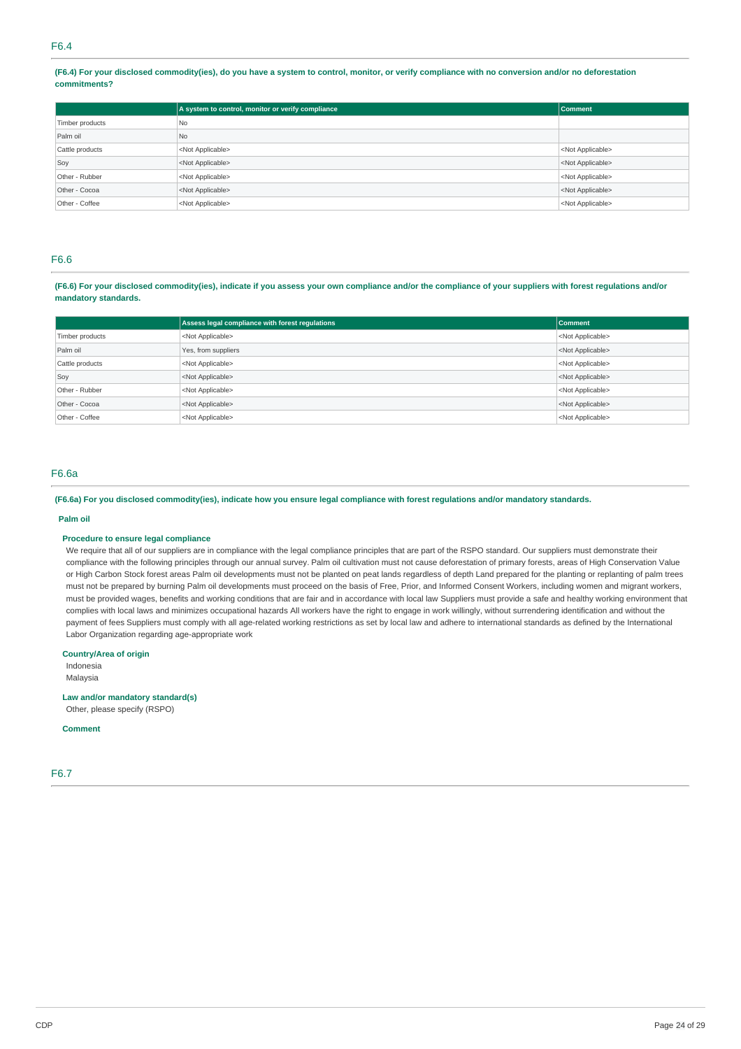## F6.4

**(F6.4) For your disclosed commodity(ies), do you have a system to control, monitor, or verify compliance with no conversion and/or no deforestation commitments?**

| | A system to control, monitor or verify compliance | Comment |
|---|---|---|
| Timber products | No | |
| Palm oil | No | |
| Cattle products | <Not Applicable> | <Not Applicable> |
| Soy | <Not Applicable> | <Not Applicable> |
| Other - Rubber | <Not Applicable> | <Not Applicable> |
| Other - Cocoa | <Not Applicable> | <Not Applicable> |
| Other - Coffee | <Not Applicable> | <Not Applicable> |

## F6.6

**(F6.6) For your disclosed commodity(ies), indicate if you assess your own compliance and/or the compliance of your suppliers with forest regulations and/or mandatory standards.**

| | Assess legal compliance with forest regulations | Comment |
|---|---|---|
| Timber products | <Not Applicable> | <Not Applicable> |
| Palm oil | Yes, from suppliers | <Not Applicable> |
| Cattle products | <Not Applicable> | <Not Applicable> |
| Soy | <Not Applicable> | <Not Applicable> |
| Other - Rubber | <Not Applicable> | <Not Applicable> |
| Other - Cocoa | <Not Applicable> | <Not Applicable> |
| Other - Coffee | <Not Applicable> | <Not Applicable> |

## F6.6a

**(F6.6a) For you disclosed commodity(ies), indicate how you ensure legal compliance with forest regulations and/or mandatory standards.**

**Palm oil**

**Procedure to ensure legal compliance**

We require that all of our suppliers are in compliance with the legal compliance principles that are part of the RSPO standard. Our suppliers must demonstrate their compliance with the following principles through our annual survey. Palm oil cultivation must not cause deforestation of primary forests, areas of High Conservation Value or High Carbon Stock forest areas Palm oil developments must not be planted on peat lands regardless of depth Land prepared for the planting or replanting of palm trees must not be prepared by burning Palm oil developments must proceed on the basis of Free, Prior, and Informed Consent Workers, including women and migrant workers, must be provided wages, benefits and working conditions that are fair and in accordance with local law Suppliers must provide a safe and healthy working environment that complies with local laws and minimizes occupational hazards All workers have the right to engage in work willingly, without surrendering identification and without the payment of fees Suppliers must comply with all age-related working restrictions as set by local law and adhere to international standards as defined by the International Labor Organization regarding age-appropriate work

**Country/Area of origin**

Indonesia
Malaysia

**Law and/or mandatory standard(s)**

Other, please specify (RSPO)

**Comment**

## F6.7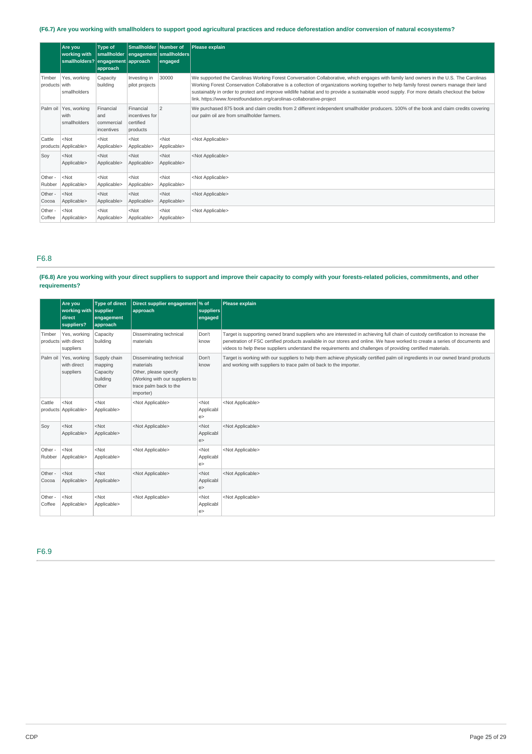**(F6.7) Are you working with smallholders to support good agricultural practices and reduce deforestation and/or conversion of natural ecosystems?**

| | Are you working with smallholders? | Type of smallholder engagement approach | Smallholder engagement approach | Number of smallholders engaged | Please explain |
|---|---|---|---|---|---|
| Timber products | Yes, working with smallholders | Capacity building | Investing in pilot projects | 30000 | We supported the Carolinas Working Forest Conversation Collaborative, which engages with family land owners in the U.S. The Carolinas Working Forest Conservation Collaborative is a collection of organizations working together to help family forest owners manage their land sustainably in order to protect and improve wildlife habitat and to provide a sustainable wood supply. For more details checkout the below link. https://www.forestfoundation.org/carolinas-collaborative-project |
| Palm oil | Yes, working with smallholders | Financial and commercial incentives | Financial incentives for certified products | 2 | We purchased 875 book and claim credits from 2 different independent smallholder producers. 100% of the book and claim credits covering our palm oil are from smallholder farmers. |
| Cattle products | <Not Applicable> | <Not Applicable> | <Not Applicable> | <Not Applicable> | <Not Applicable> |
| Soy | <Not Applicable> | <Not Applicable> | <Not Applicable> | <Not Applicable> | <Not Applicable> |
| Other - Rubber | <Not Applicable> | <Not Applicable> | <Not Applicable> | <Not Applicable> | <Not Applicable> |
| Other - Cocoa | <Not Applicable> | <Not Applicable> | <Not Applicable> | <Not Applicable> | <Not Applicable> |
| Other - Coffee | <Not Applicable> | <Not Applicable> | <Not Applicable> | <Not Applicable> | <Not Applicable> |

## F6.8

**(F6.8) Are you working with your direct suppliers to support and improve their capacity to comply with your forests-related policies, commitments, and other requirements?**

| | Are you working with direct suppliers? | Type of direct supplier engagement approach | Direct supplier engagement approach | % of suppliers engaged | Please explain |
|---|---|---|---|---|---|
| Timber products | Yes, working with direct suppliers | Capacity building | Disseminating technical materials | Don't know | Target is supporting owned brand suppliers who are interested in achieving full chain of custody certification to increase the penetration of FSC certified products available in our stores and online. We have worked to create a series of documents and videos to help these suppliers understand the requirements and challenges of providing certified materials. |
| Palm oil | Yes, working with direct suppliers | Supply chain mapping<br>Capacity building<br>Other | Disseminating technical materials<br>Other, please specify (Working with our suppliers to trace palm back to the importer) | Don't know | Target is working with our suppliers to help them achieve physically certified palm oil ingredients in our owned brand products and working with suppliers to trace palm oil back to the importer. |
| Cattle products | <Not Applicable> | <Not Applicable> | <Not Applicable> | <Not Applicable> | <Not Applicable> |
| Soy | <Not Applicable> | <Not Applicable> | <Not Applicable> | <Not Applicable> | <Not Applicable> |
| Other - Rubber | <Not Applicable> | <Not Applicable> | <Not Applicable> | <Not Applicable> | <Not Applicable> |
| Other - Cocoa | <Not Applicable> | <Not Applicable> | <Not Applicable> | <Not Applicable> | <Not Applicable> |
| Other - Coffee | <Not Applicable> | <Not Applicable> | <Not Applicable> | <Not Applicable> | <Not Applicable> |

## F6.9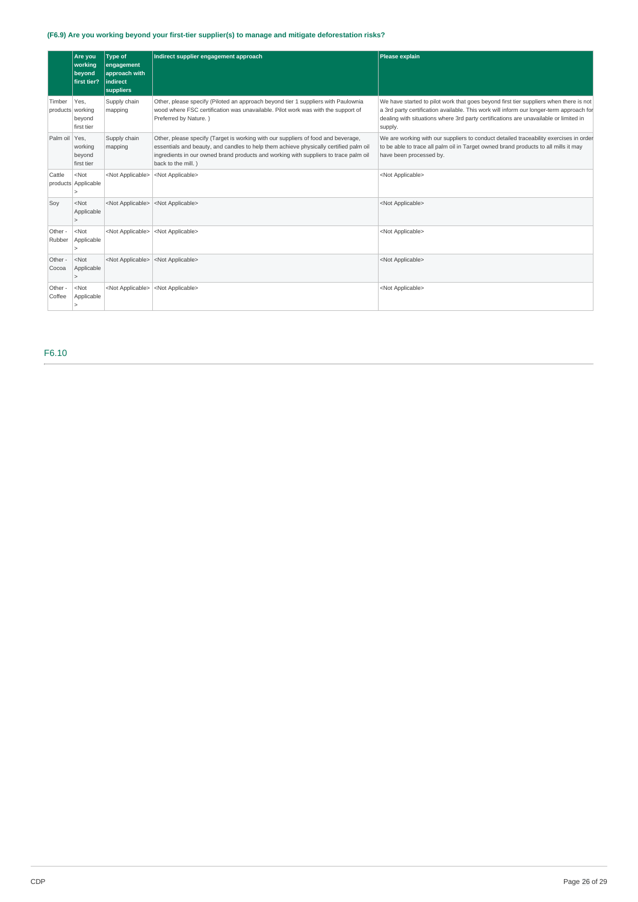### (F6.9) Are you working beyond your first-tier supplier(s) to manage and mitigate deforestation risks?

| | Are you working beyond first tier? | Type of engagement approach with indirect suppliers | Indirect supplier engagement approach | Please explain |
|---|---|---|---|---|
| Timber products | Yes, working beyond first tier | Supply chain mapping | Other, please specify (Piloted an approach beyond tier 1 suppliers with Paulownia wood where FSC certification was unavailable. Pilot work was with the support of Preferred by Nature. ) | We have started to pilot work that goes beyond first tier suppliers when there is not a 3rd party certification available. This work will inform our longer-term approach for dealing with situations where 3rd party certifications are unavailable or limited in supply. |
| Palm oil | Yes, working beyond first tier | Supply chain mapping | Other, please specify (Target is working with our suppliers of food and beverage, essentials and beauty, and candles to help them achieve physically certified palm oil ingredients in our owned brand products and working with suppliers to trace palm oil back to the mill. ) | We are working with our suppliers to conduct detailed traceability exercises in order to be able to trace all palm oil in Target owned brand products to all mills it may have been processed by. |
| Cattle products | <Not Applicable> | <Not Applicable> | <Not Applicable> | <Not Applicable> |
| Soy | <Not Applicable> | <Not Applicable> | <Not Applicable> | <Not Applicable> |
| Other - Rubber | <Not Applicable> | <Not Applicable> | <Not Applicable> | <Not Applicable> |
| Other - Cocoa | <Not Applicable> | <Not Applicable> | <Not Applicable> | <Not Applicable> |
| Other - Coffee | <Not Applicable> | <Not Applicable> | <Not Applicable> | <Not Applicable> |

## F6.10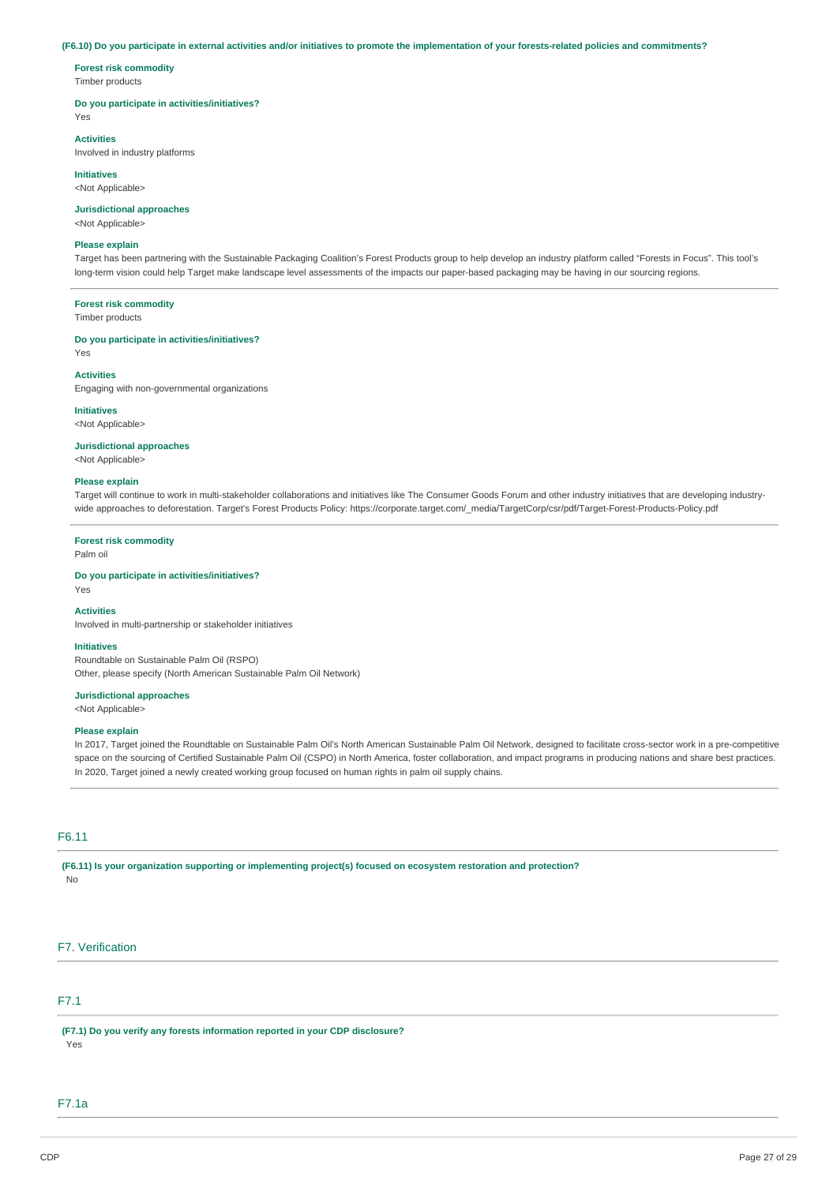**(F6.10) Do you participate in external activities and/or initiatives to promote the implementation of your forests-related policies and commitments?**

**Forest risk commodity**
Timber products

**Do you participate in activities/initiatives?**
Yes

**Activities**
Involved in industry platforms

**Initiatives**
<Not Applicable>

**Jurisdictional approaches**
<Not Applicable>

**Please explain**
Target has been partnering with the Sustainable Packaging Coalition's Forest Products group to help develop an industry platform called "Forests in Focus". This tool's long-term vision could help Target make landscape level assessments of the impacts our paper-based packaging may be having in our sourcing regions.

---

**Forest risk commodity**
Timber products

**Do you participate in activities/initiatives?**
Yes

**Activities**
Engaging with non-governmental organizations

**Initiatives**
<Not Applicable>

**Jurisdictional approaches**
<Not Applicable>

**Please explain**
Target will continue to work in multi-stakeholder collaborations and initiatives like The Consumer Goods Forum and other industry initiatives that are developing industry-wide approaches to deforestation. Target's Forest Products Policy: https://corporate.target.com/_media/TargetCorp/csr/pdf/Target-Forest-Products-Policy.pdf

---

**Forest risk commodity**
Palm oil

**Do you participate in activities/initiatives?**
Yes

**Activities**
Involved in multi-partnership or stakeholder initiatives

**Initiatives**
Roundtable on Sustainable Palm Oil (RSPO)
Other, please specify (North American Sustainable Palm Oil Network)

**Jurisdictional approaches**
<Not Applicable>

**Please explain**
In 2017, Target joined the Roundtable on Sustainable Palm Oil's North American Sustainable Palm Oil Network, designed to facilitate cross-sector work in a pre-competitive space on the sourcing of Certified Sustainable Palm Oil (CSPO) in North America, foster collaboration, and impact programs in producing nations and share best practices. In 2020, Target joined a newly created working group focused on human rights in palm oil supply chains.

---

## F6.11

**(F6.11) Is your organization supporting or implementing project(s) focused on ecosystem restoration and protection?**
No

## F7. Verification

## F7.1

**(F7.1) Do you verify any forests information reported in your CDP disclosure?**
Yes

## F7.1a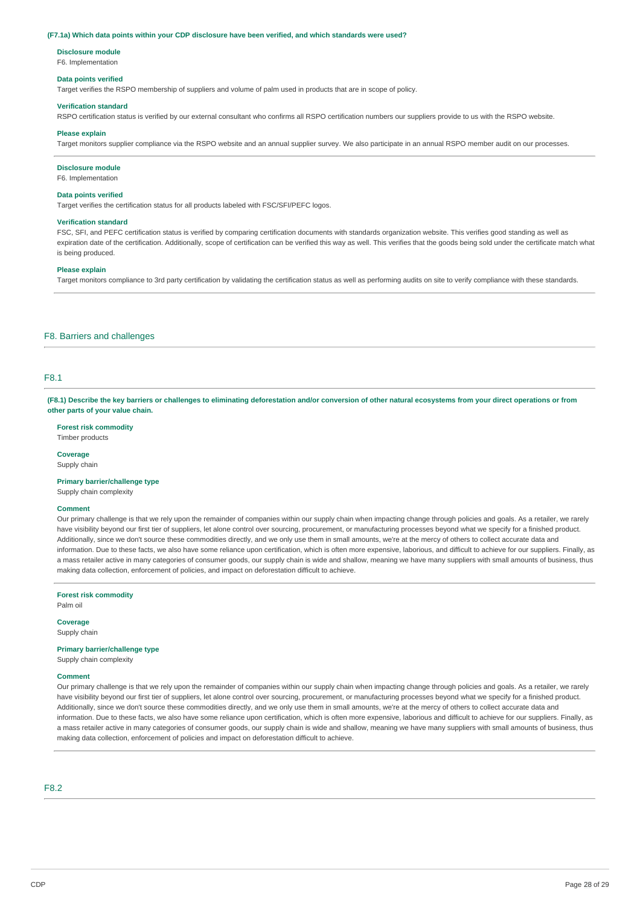**(F7.1a) Which data points within your CDP disclosure have been verified, and which standards were used?**

**Disclosure module**
F6. Implementation

**Data points verified**
Target verifies the RSPO membership of suppliers and volume of palm used in products that are in scope of policy.

**Verification standard**
RSPO certification status is verified by our external consultant who confirms all RSPO certification numbers our suppliers provide to us with the RSPO website.

**Please explain**
Target monitors supplier compliance via the RSPO website and an annual supplier survey. We also participate in an annual RSPO member audit on our processes.

---

**Disclosure module**
F6. Implementation

**Data points verified**
Target verifies the certification status for all products labeled with FSC/SFI/PEFC logos.

**Verification standard**
FSC, SFI, and PEFC certification status is verified by comparing certification documents with standards organization website. This verifies good standing as well as expiration date of the certification. Additionally, scope of certification can be verified this way as well. This verifies that the goods being sold under the certificate match what is being produced.

**Please explain**
Target monitors compliance to 3rd party certification by validating the certification status as well as performing audits on site to verify compliance with these standards.

---

## F8. Barriers and challenges

### F8.1

**(F8.1) Describe the key barriers or challenges to eliminating deforestation and/or conversion of other natural ecosystems from your direct operations or from other parts of your value chain.**

**Forest risk commodity**
Timber products

**Coverage**
Supply chain

**Primary barrier/challenge type**
Supply chain complexity

**Comment**
Our primary challenge is that we rely upon the remainder of companies within our supply chain when impacting change through policies and goals. As a retailer, we rarely have visibility beyond our first tier of suppliers, let alone control over sourcing, procurement, or manufacturing processes beyond what we specify for a finished product. Additionally, since we don't source these commodities directly, and we only use them in small amounts, we're at the mercy of others to collect accurate data and information. Due to these facts, we also have some reliance upon certification, which is often more expensive, laborious, and difficult to achieve for our suppliers. Finally, as a mass retailer active in many categories of consumer goods, our supply chain is wide and shallow, meaning we have many suppliers with small amounts of business, thus making data collection, enforcement of policies, and impact on deforestation difficult to achieve.

---

**Forest risk commodity**
Palm oil

**Coverage**
Supply chain

**Primary barrier/challenge type**
Supply chain complexity

**Comment**
Our primary challenge is that we rely upon the remainder of companies within our supply chain when impacting change through policies and goals. As a retailer, we rarely have visibility beyond our first tier of suppliers, let alone control over sourcing, procurement, or manufacturing processes beyond what we specify for a finished product. Additionally, since we don't source these commodities directly, and we only use them in small amounts, we're at the mercy of others to collect accurate data and information. Due to these facts, we also have some reliance upon certification, which is often more expensive, laborious and difficult to achieve for our suppliers. Finally, as a mass retailer active in many categories of consumer goods, our supply chain is wide and shallow, meaning we have many suppliers with small amounts of business, thus making data collection, enforcement of policies and impact on deforestation difficult to achieve.

---

### F8.2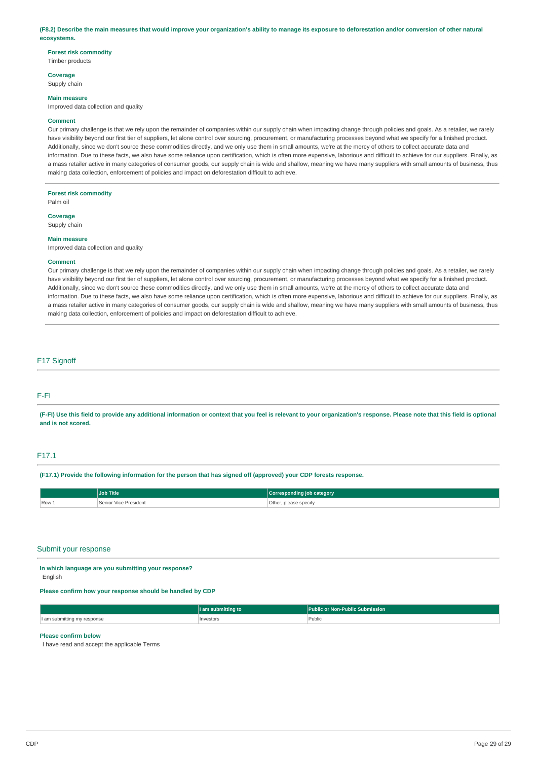**(F8.2) Describe the main measures that would improve your organization's ability to manage its exposure to deforestation and/or conversion of other natural ecosystems.**

**Forest risk commodity**
Timber products

**Coverage**
Supply chain

**Main measure**
Improved data collection and quality

**Comment**
Our primary challenge is that we rely upon the remainder of companies within our supply chain when impacting change through policies and goals. As a retailer, we rarely have visibility beyond our first tier of suppliers, let alone control over sourcing, procurement, or manufacturing processes beyond what we specify for a finished product. Additionally, since we don't source these commodities directly, and we only use them in small amounts, we're at the mercy of others to collect accurate data and information. Due to these facts, we also have some reliance upon certification, which is often more expensive, laborious and difficult to achieve for our suppliers. Finally, as a mass retailer active in many categories of consumer goods, our supply chain is wide and shallow, meaning we have many suppliers with small amounts of business, thus making data collection, enforcement of policies and impact on deforestation difficult to achieve.

**Forest risk commodity**
Palm oil

**Coverage**
Supply chain

**Main measure**
Improved data collection and quality

**Comment**
Our primary challenge is that we rely upon the remainder of companies within our supply chain when impacting change through policies and goals. As a retailer, we rarely have visibility beyond our first tier of suppliers, let alone control over sourcing, procurement, or manufacturing processes beyond what we specify for a finished product. Additionally, since we don't source these commodities directly, and we only use them in small amounts, we're at the mercy of others to collect accurate data and information. Due to these facts, we also have some reliance upon certification, which is often more expensive, laborious and difficult to achieve for our suppliers. Finally, as a mass retailer active in many categories of consumer goods, our supply chain is wide and shallow, meaning we have many suppliers with small amounts of business, thus making data collection, enforcement of policies and impact on deforestation difficult to achieve.

## F17 Signoff

### F-FI

**(F-FI) Use this field to provide any additional information or context that you feel is relevant to your organization's response. Please note that this field is optional and is not scored.**

### F17.1

**(F17.1) Provide the following information for the person that has signed off (approved) your CDP forests response.**

| | Job Title | Corresponding job category |
|---|---|---|
| Row 1 | Senior Vice President | Other, please specify |

## Submit your response

**In which language are you submitting your response?**
English

**Please confirm how your response should be handled by CDP**

| | I am submitting to | Public or Non-Public Submission |
|---|---|---|
| I am submitting my response | Investors | Public |

**Please confirm below**
I have read and accept the applicable Terms